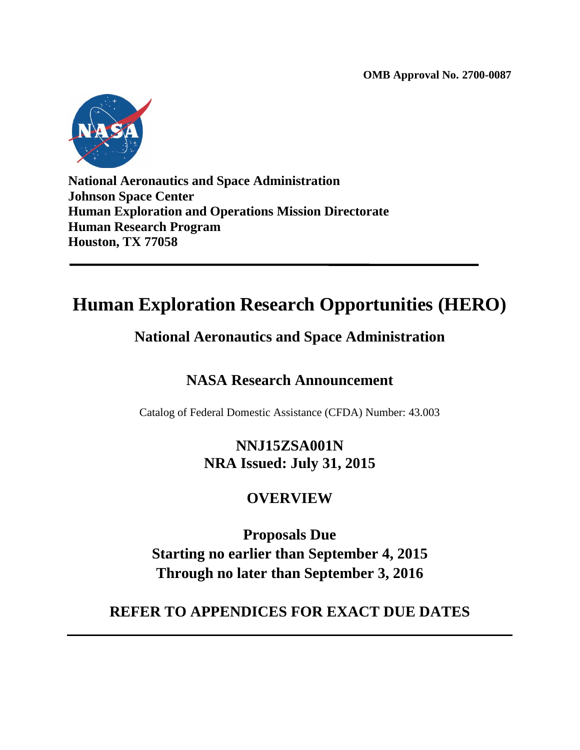**OMB Approval No. 2700-0087**

**National Aeronautics and Space Administration**
**Johnson Space Center**
**Human Exploration and Operations Mission Directorate**
**Human Research Program**
**Houston, TX 77058**

---

# Human Exploration Research Opportunities (HERO)

## National Aeronautics and Space Administration

## NASA Research Announcement

Catalog of Federal Domestic Assistance (CFDA) Number: 43.003

**NNJ15ZSA001N**
**NRA Issued: July 31, 2015**

## OVERVIEW

**Proposals Due**
**Starting no earlier than September 4, 2015**
**Through no later than September 3, 2016**

**REFER TO APPENDICES FOR EXACT DUE DATES**

---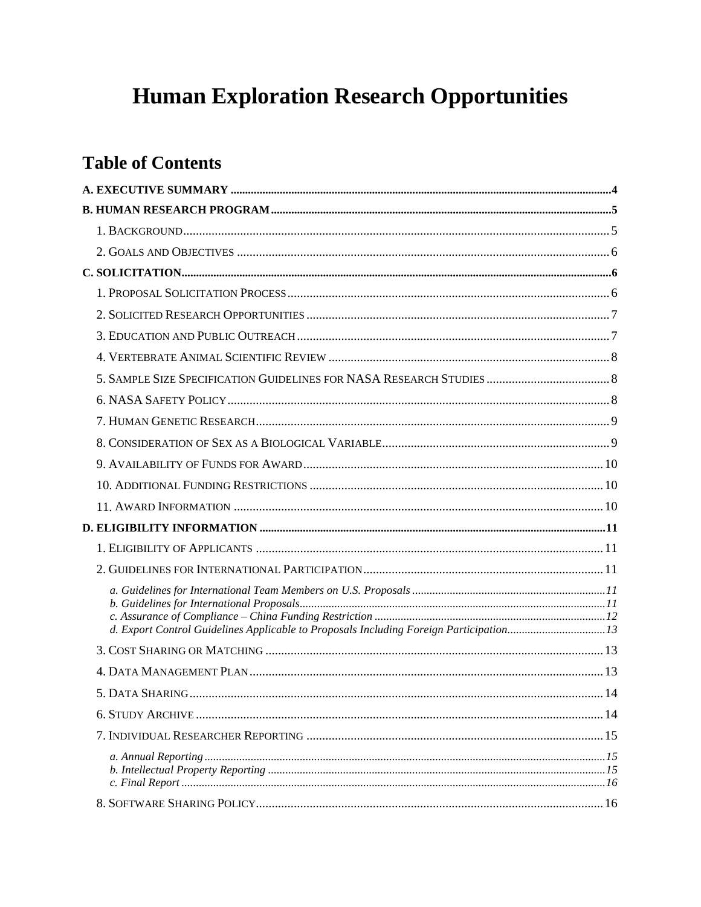# Human Exploration Research Opportunities

## Table of Contents

**A. EXECUTIVE SUMMARY** .......... **4**

**B. HUMAN RESEARCH PROGRAM** .......... **5**

- 1. Background .......... 5
- 2. Goals and Objectives .......... 6

**C. SOLICITATION** .......... **6**

- 1. Proposal Solicitation Process .......... 6
- 2. Solicited Research Opportunities .......... 7
- 3. Education and Public Outreach .......... 7
- 4. Vertebrate Animal Scientific Review .......... 8
- 5. Sample Size Specification Guidelines for NASA Research Studies .......... 8
- 6. NASA Safety Policy .......... 8
- 7. Human Genetic Research .......... 9
- 8. Consideration of Sex as a Biological Variable .......... 9
- 9. Availability of Funds for Award .......... 10
- 10. Additional Funding Restrictions .......... 10
- 11. Award Information .......... 10

**D. ELIGIBILITY INFORMATION** .......... **11**

- 1. Eligibility of Applicants .......... 11
- 2. Guidelines for International Participation .......... 11
  - *a. Guidelines for International Team Members on U.S. Proposals* .......... *11*
  - *b. Guidelines for International Proposals* .......... *11*
  - *c. Assurance of Compliance – China Funding Restriction* .......... *12*
  - *d. Export Control Guidelines Applicable to Proposals Including Foreign Participation* .......... *13*
- 3. Cost Sharing or Matching .......... 13
- 4. Data Management Plan .......... 13
- 5. Data Sharing .......... 14
- 6. Study Archive .......... 14
- 7. Individual Researcher Reporting .......... 15
  - *a. Annual Reporting* .......... *15*
  - *b. Intellectual Property Reporting* .......... *15*
  - *c. Final Report* .......... *16*
- 8. Software Sharing Policy .......... 16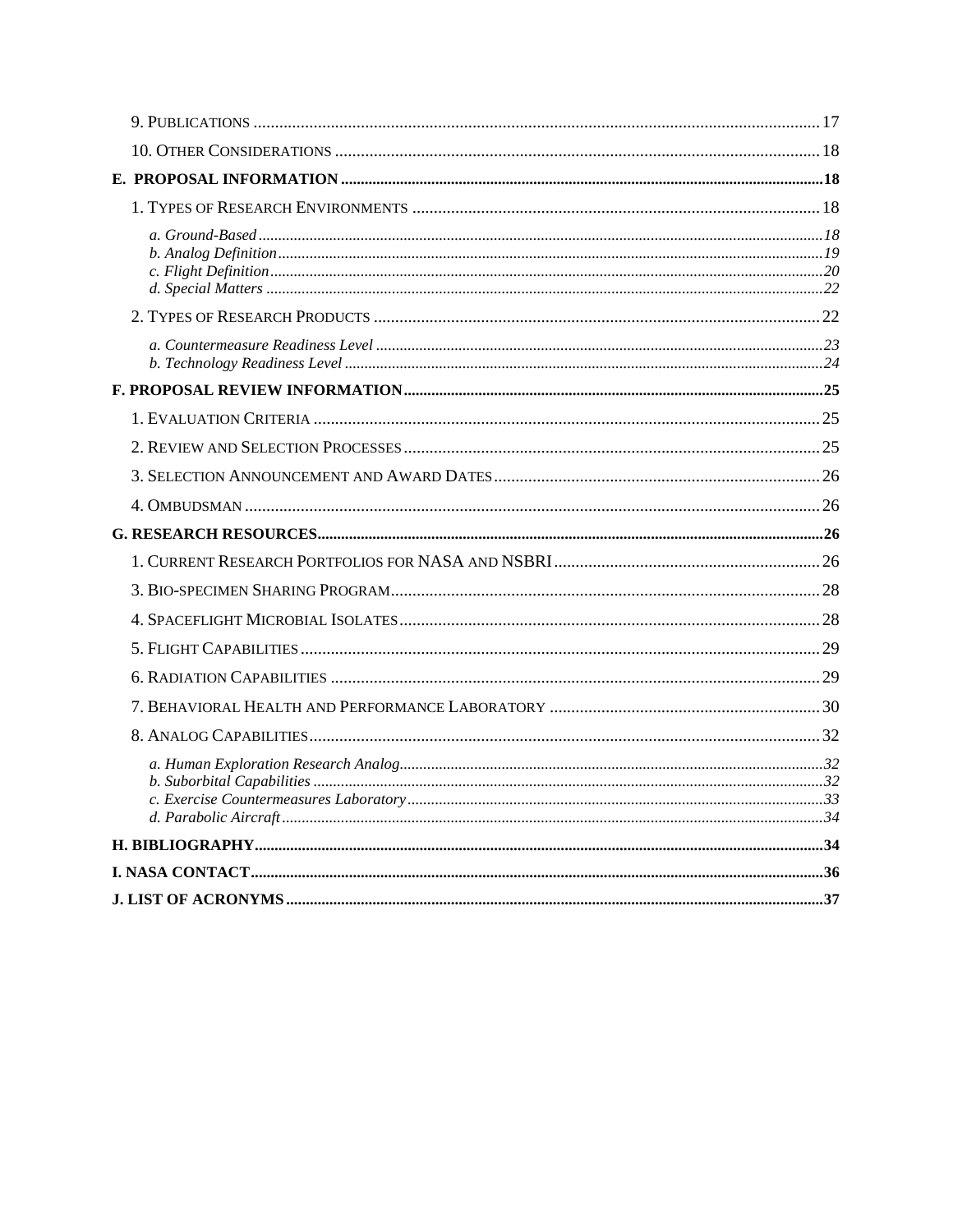9. Publications ... 17

10. Other Considerations ... 18

**E. PROPOSAL INFORMATION ... 18**

1. Types of Research Environments ... 18

*a. Ground-Based ... 18*
*b. Analog Definition ... 19*
*c. Flight Definition ... 20*
*d. Special Matters ... 22*

2. Types of Research Products ... 22

*a. Countermeasure Readiness Level ... 23*
*b. Technology Readiness Level ... 24*

**F. PROPOSAL REVIEW INFORMATION ... 25**

1. Evaluation Criteria ... 25

2. Review and Selection Processes ... 25

3. Selection Announcement and Award Dates ... 26

4. Ombudsman ... 26

**G. RESEARCH RESOURCES ... 26**

1. Current Research Portfolios for NASA and NSBRI ... 26

3. Bio-specimen Sharing Program ... 28

4. Spaceflight Microbial Isolates ... 28

5. Flight Capabilities ... 29

6. Radiation Capabilities ... 29

7. Behavioral Health and Performance Laboratory ... 30

8. Analog Capabilities ... 32

*a. Human Exploration Research Analog ... 32*
*b. Suborbital Capabilities ... 32*
*c. Exercise Countermeasures Laboratory ... 33*
*d. Parabolic Aircraft ... 34*

**H. BIBLIOGRAPHY ... 34**

**I. NASA CONTACT ... 36**

**J. LIST OF ACRONYMS ... 37**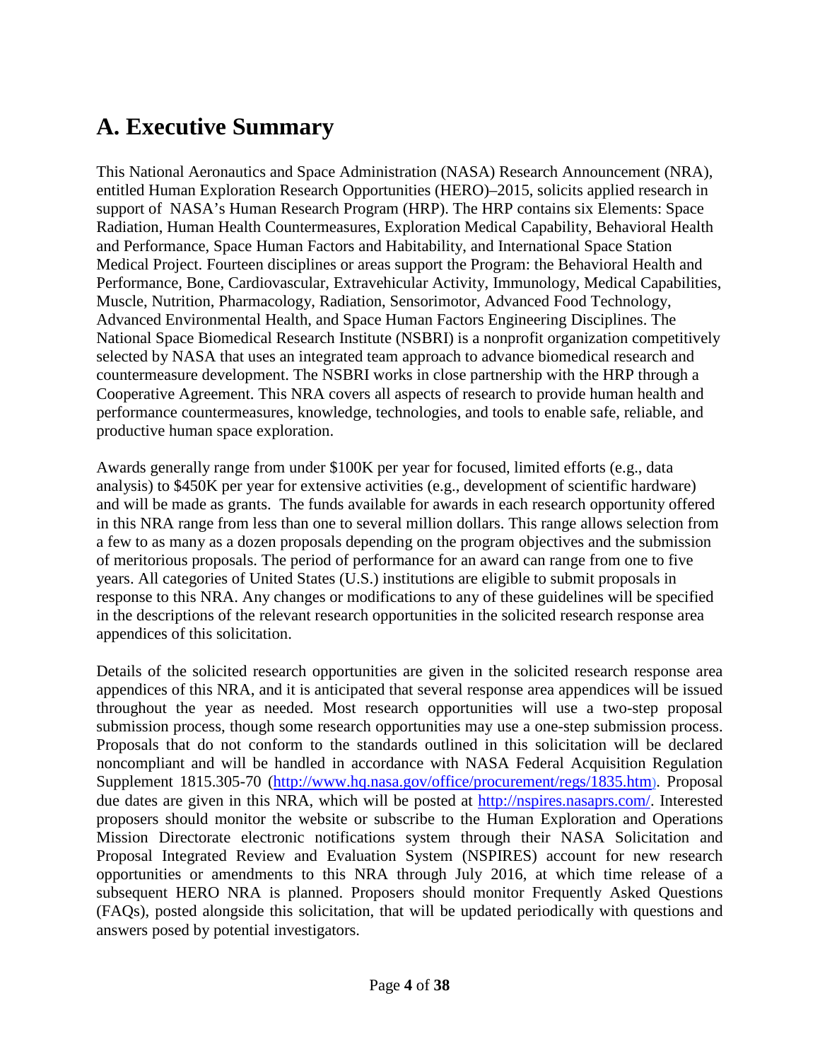# A. Executive Summary

This National Aeronautics and Space Administration (NASA) Research Announcement (NRA), entitled Human Exploration Research Opportunities (HERO)–2015, solicits applied research in support of NASA's Human Research Program (HRP). The HRP contains six Elements: Space Radiation, Human Health Countermeasures, Exploration Medical Capability, Behavioral Health and Performance, Space Human Factors and Habitability, and International Space Station Medical Project. Fourteen disciplines or areas support the Program: the Behavioral Health and Performance, Bone, Cardiovascular, Extravehicular Activity, Immunology, Medical Capabilities, Muscle, Nutrition, Pharmacology, Radiation, Sensorimotor, Advanced Food Technology, Advanced Environmental Health, and Space Human Factors Engineering Disciplines. The National Space Biomedical Research Institute (NSBRI) is a nonprofit organization competitively selected by NASA that uses an integrated team approach to advance biomedical research and countermeasure development. The NSBRI works in close partnership with the HRP through a Cooperative Agreement. This NRA covers all aspects of research to provide human health and performance countermeasures, knowledge, technologies, and tools to enable safe, reliable, and productive human space exploration.

Awards generally range from under $100K per year for focused, limited efforts (e.g., data analysis) to $450K per year for extensive activities (e.g., development of scientific hardware) and will be made as grants. The funds available for awards in each research opportunity offered in this NRA range from less than one to several million dollars. This range allows selection from a few to as many as a dozen proposals depending on the program objectives and the submission of meritorious proposals. The period of performance for an award can range from one to five years. All categories of United States (U.S.) institutions are eligible to submit proposals in response to this NRA. Any changes or modifications to any of these guidelines will be specified in the descriptions of the relevant research opportunities in the solicited research response area appendices of this solicitation.

Details of the solicited research opportunities are given in the solicited research response area appendices of this NRA, and it is anticipated that several response area appendices will be issued throughout the year as needed. Most research opportunities will use a two-step proposal submission process, though some research opportunities may use a one-step submission process. Proposals that do not conform to the standards outlined in this solicitation will be declared noncompliant and will be handled in accordance with NASA Federal Acquisition Regulation Supplement 1815.305-70 (http://www.hq.nasa.gov/office/procurement/regs/1835.htm). Proposal due dates are given in this NRA, which will be posted at http://nspires.nasaprs.com/. Interested proposers should monitor the website or subscribe to the Human Exploration and Operations Mission Directorate electronic notifications system through their NASA Solicitation and Proposal Integrated Review and Evaluation System (NSPIRES) account for new research opportunities or amendments to this NRA through July 2016, at which time release of a subsequent HERO NRA is planned. Proposers should monitor Frequently Asked Questions (FAQs), posted alongside this solicitation, that will be updated periodically with questions and answers posed by potential investigators.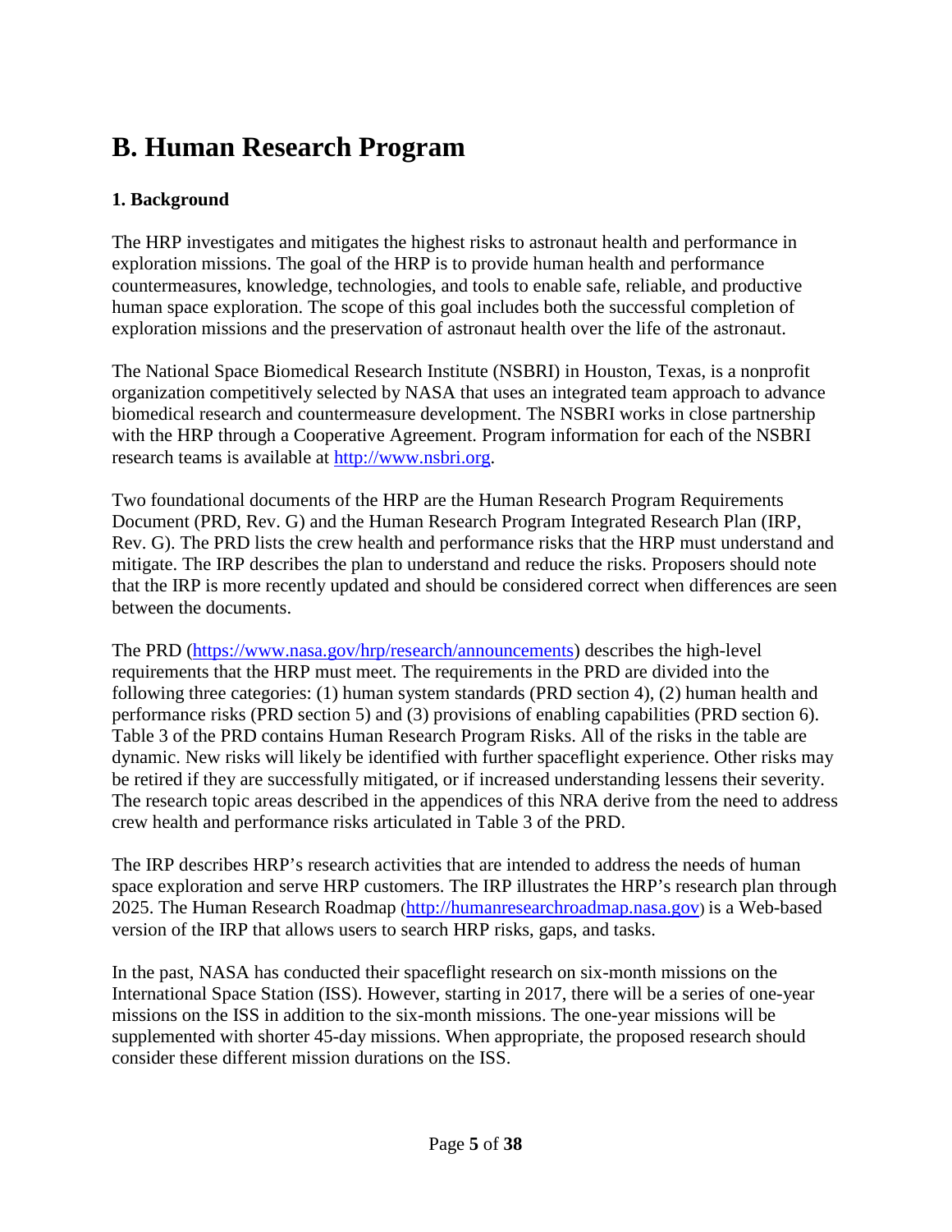# B. Human Research Program

### 1. Background

The HRP investigates and mitigates the highest risks to astronaut health and performance in exploration missions. The goal of the HRP is to provide human health and performance countermeasures, knowledge, technologies, and tools to enable safe, reliable, and productive human space exploration. The scope of this goal includes both the successful completion of exploration missions and the preservation of astronaut health over the life of the astronaut.

The National Space Biomedical Research Institute (NSBRI) in Houston, Texas, is a nonprofit organization competitively selected by NASA that uses an integrated team approach to advance biomedical research and countermeasure development. The NSBRI works in close partnership with the HRP through a Cooperative Agreement. Program information for each of the NSBRI research teams is available at [http://www.nsbri.org](http://www.nsbri.org).

Two foundational documents of the HRP are the Human Research Program Requirements Document (PRD, Rev. G) and the Human Research Program Integrated Research Plan (IRP, Rev. G). The PRD lists the crew health and performance risks that the HRP must understand and mitigate. The IRP describes the plan to understand and reduce the risks. Proposers should note that the IRP is more recently updated and should be considered correct when differences are seen between the documents.

The PRD ([https://www.nasa.gov/hrp/research/announcements](https://www.nasa.gov/hrp/research/announcements)) describes the high-level requirements that the HRP must meet. The requirements in the PRD are divided into the following three categories: (1) human system standards (PRD section 4), (2) human health and performance risks (PRD section 5) and (3) provisions of enabling capabilities (PRD section 6). Table 3 of the PRD contains Human Research Program Risks. All of the risks in the table are dynamic. New risks will likely be identified with further spaceflight experience. Other risks may be retired if they are successfully mitigated, or if increased understanding lessens their severity. The research topic areas described in the appendices of this NRA derive from the need to address crew health and performance risks articulated in Table 3 of the PRD.

The IRP describes HRP's research activities that are intended to address the needs of human space exploration and serve HRP customers. The IRP illustrates the HRP's research plan through 2025. The Human Research Roadmap ([http://humanresearchroadmap.nasa.gov](http://humanresearchroadmap.nasa.gov)) is a Web-based version of the IRP that allows users to search HRP risks, gaps, and tasks.

In the past, NASA has conducted their spaceflight research on six-month missions on the International Space Station (ISS). However, starting in 2017, there will be a series of one-year missions on the ISS in addition to the six-month missions. The one-year missions will be supplemented with shorter 45-day missions. When appropriate, the proposed research should consider these different mission durations on the ISS.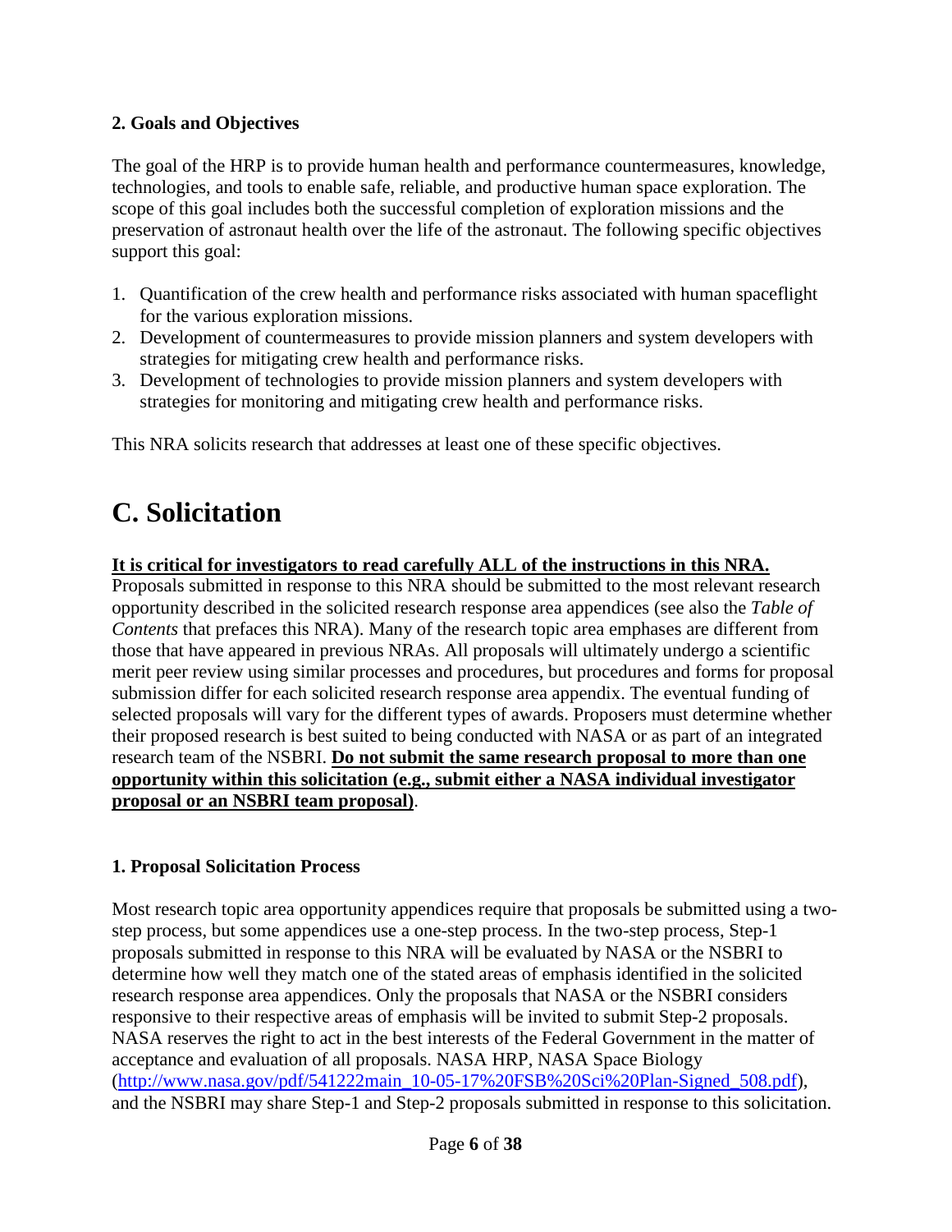### 2. Goals and Objectives

The goal of the HRP is to provide human health and performance countermeasures, knowledge, technologies, and tools to enable safe, reliable, and productive human space exploration. The scope of this goal includes both the successful completion of exploration missions and the preservation of astronaut health over the life of the astronaut. The following specific objectives support this goal:

1. Quantification of the crew health and performance risks associated with human spaceflight for the various exploration missions.
2. Development of countermeasures to provide mission planners and system developers with strategies for mitigating crew health and performance risks.
3. Development of technologies to provide mission planners and system developers with strategies for monitoring and mitigating crew health and performance risks.

This NRA solicits research that addresses at least one of these specific objectives.

# C. Solicitation

**It is critical for investigators to read carefully ALL of the instructions in this NRA.**
Proposals submitted in response to this NRA should be submitted to the most relevant research opportunity described in the solicited research response area appendices (see also the *Table of Contents* that prefaces this NRA). Many of the research topic area emphases are different from those that have appeared in previous NRAs. All proposals will ultimately undergo a scientific merit peer review using similar processes and procedures, but procedures and forms for proposal submission differ for each solicited research response area appendix. The eventual funding of selected proposals will vary for the different types of awards. Proposers must determine whether their proposed research is best suited to being conducted with NASA or as part of an integrated research team of the NSBRI. **Do not submit the same research proposal to more than one opportunity within this solicitation (e.g., submit either a NASA individual investigator proposal or an NSBRI team proposal)**.

### 1. Proposal Solicitation Process

Most research topic area opportunity appendices require that proposals be submitted using a two-step process, but some appendices use a one-step process. In the two-step process, Step-1 proposals submitted in response to this NRA will be evaluated by NASA or the NSBRI to determine how well they match one of the stated areas of emphasis identified in the solicited research response area appendices. Only the proposals that NASA or the NSBRI considers responsive to their respective areas of emphasis will be invited to submit Step-2 proposals. NASA reserves the right to act in the best interests of the Federal Government in the matter of acceptance and evaluation of all proposals. NASA HRP, NASA Space Biology (http://www.nasa.gov/pdf/541222main_10-05-17%20FSB%20Sci%20Plan-Signed_508.pdf), and the NSBRI may share Step-1 and Step-2 proposals submitted in response to this solicitation.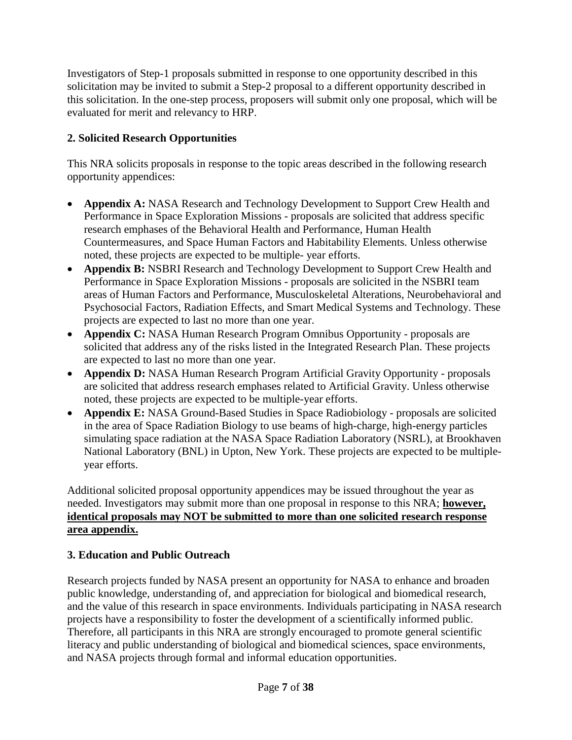Investigators of Step-1 proposals submitted in response to one opportunity described in this solicitation may be invited to submit a Step-2 proposal to a different opportunity described in this solicitation. In the one-step process, proposers will submit only one proposal, which will be evaluated for merit and relevancy to HRP.

## 2. Solicited Research Opportunities

This NRA solicits proposals in response to the topic areas described in the following research opportunity appendices:

- **Appendix A:** NASA Research and Technology Development to Support Crew Health and Performance in Space Exploration Missions - proposals are solicited that address specific research emphases of the Behavioral Health and Performance, Human Health Countermeasures, and Space Human Factors and Habitability Elements. Unless otherwise noted, these projects are expected to be multiple- year efforts.
- **Appendix B:** NSBRI Research and Technology Development to Support Crew Health and Performance in Space Exploration Missions - proposals are solicited in the NSBRI team areas of Human Factors and Performance, Musculoskeletal Alterations, Neurobehavioral and Psychosocial Factors, Radiation Effects, and Smart Medical Systems and Technology. These projects are expected to last no more than one year.
- **Appendix C:** NASA Human Research Program Omnibus Opportunity - proposals are solicited that address any of the risks listed in the Integrated Research Plan. These projects are expected to last no more than one year.
- **Appendix D:** NASA Human Research Program Artificial Gravity Opportunity - proposals are solicited that address research emphases related to Artificial Gravity. Unless otherwise noted, these projects are expected to be multiple-year efforts.
- **Appendix E:** NASA Ground-Based Studies in Space Radiobiology - proposals are solicited in the area of Space Radiation Biology to use beams of high-charge, high-energy particles simulating space radiation at the NASA Space Radiation Laboratory (NSRL), at Brookhaven National Laboratory (BNL) in Upton, New York. These projects are expected to be multiple-year efforts.

Additional solicited proposal opportunity appendices may be issued throughout the year as needed. Investigators may submit more than one proposal in response to this NRA; **however, identical proposals may NOT be submitted to more than one solicited research response area appendix.**

## 3. Education and Public Outreach

Research projects funded by NASA present an opportunity for NASA to enhance and broaden public knowledge, understanding of, and appreciation for biological and biomedical research, and the value of this research in space environments. Individuals participating in NASA research projects have a responsibility to foster the development of a scientifically informed public. Therefore, all participants in this NRA are strongly encouraged to promote general scientific literacy and public understanding of biological and biomedical sciences, space environments, and NASA projects through formal and informal education opportunities.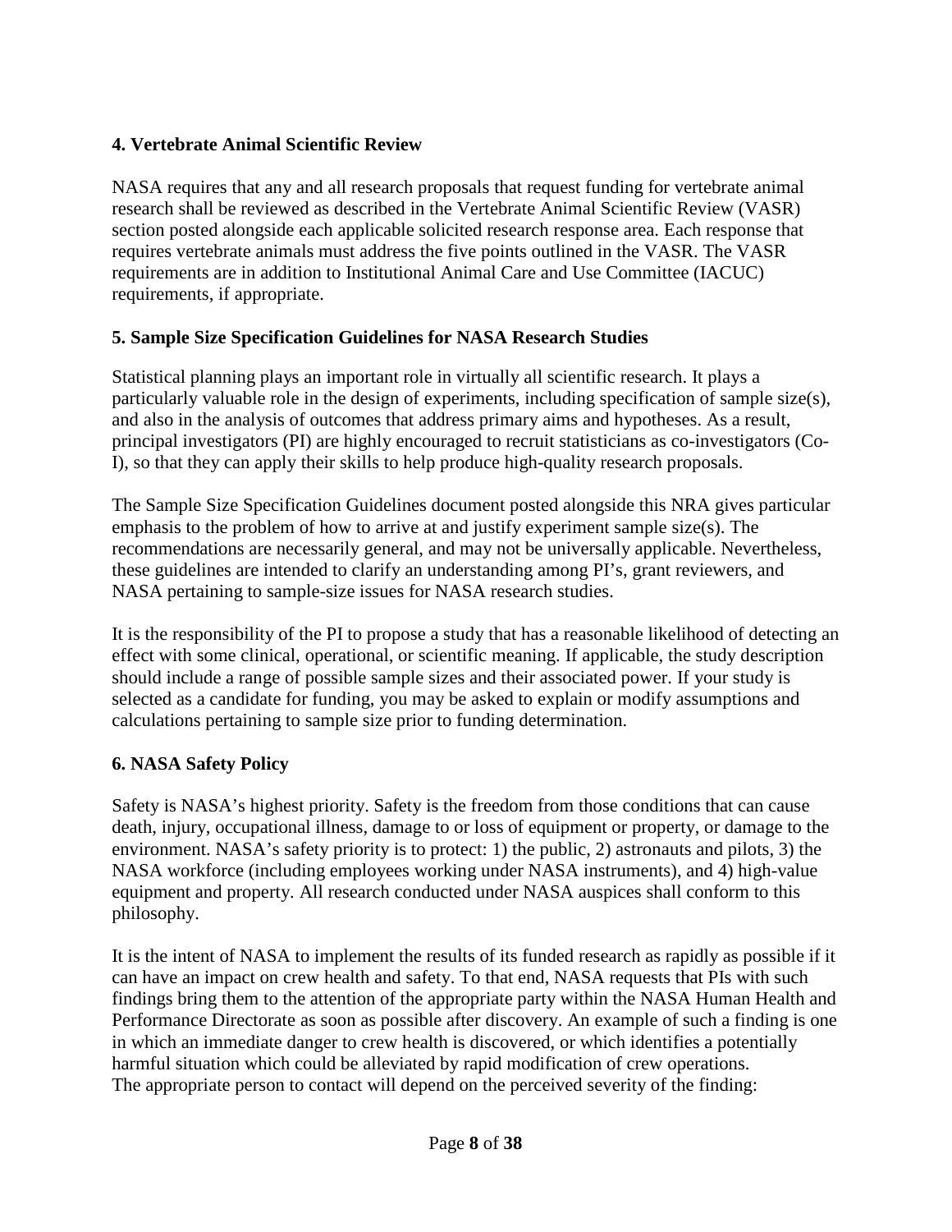## 4. Vertebrate Animal Scientific Review

NASA requires that any and all research proposals that request funding for vertebrate animal research shall be reviewed as described in the Vertebrate Animal Scientific Review (VASR) section posted alongside each applicable solicited research response area. Each response that requires vertebrate animals must address the five points outlined in the VASR. The VASR requirements are in addition to Institutional Animal Care and Use Committee (IACUC) requirements, if appropriate.

## 5. Sample Size Specification Guidelines for NASA Research Studies

Statistical planning plays an important role in virtually all scientific research. It plays a particularly valuable role in the design of experiments, including specification of sample size(s), and also in the analysis of outcomes that address primary aims and hypotheses. As a result, principal investigators (PI) are highly encouraged to recruit statisticians as co-investigators (Co-I), so that they can apply their skills to help produce high-quality research proposals.

The Sample Size Specification Guidelines document posted alongside this NRA gives particular emphasis to the problem of how to arrive at and justify experiment sample size(s). The recommendations are necessarily general, and may not be universally applicable. Nevertheless, these guidelines are intended to clarify an understanding among PI's, grant reviewers, and NASA pertaining to sample-size issues for NASA research studies.

It is the responsibility of the PI to propose a study that has a reasonable likelihood of detecting an effect with some clinical, operational, or scientific meaning. If applicable, the study description should include a range of possible sample sizes and their associated power. If your study is selected as a candidate for funding, you may be asked to explain or modify assumptions and calculations pertaining to sample size prior to funding determination.

## 6. NASA Safety Policy

Safety is NASA's highest priority. Safety is the freedom from those conditions that can cause death, injury, occupational illness, damage to or loss of equipment or property, or damage to the environment. NASA's safety priority is to protect: 1) the public, 2) astronauts and pilots, 3) the NASA workforce (including employees working under NASA instruments), and 4) high-value equipment and property. All research conducted under NASA auspices shall conform to this philosophy.

It is the intent of NASA to implement the results of its funded research as rapidly as possible if it can have an impact on crew health and safety. To that end, NASA requests that PIs with such findings bring them to the attention of the appropriate party within the NASA Human Health and Performance Directorate as soon as possible after discovery. An example of such a finding is one in which an immediate danger to crew health is discovered, or which identifies a potentially harmful situation which could be alleviated by rapid modification of crew operations. The appropriate person to contact will depend on the perceived severity of the finding: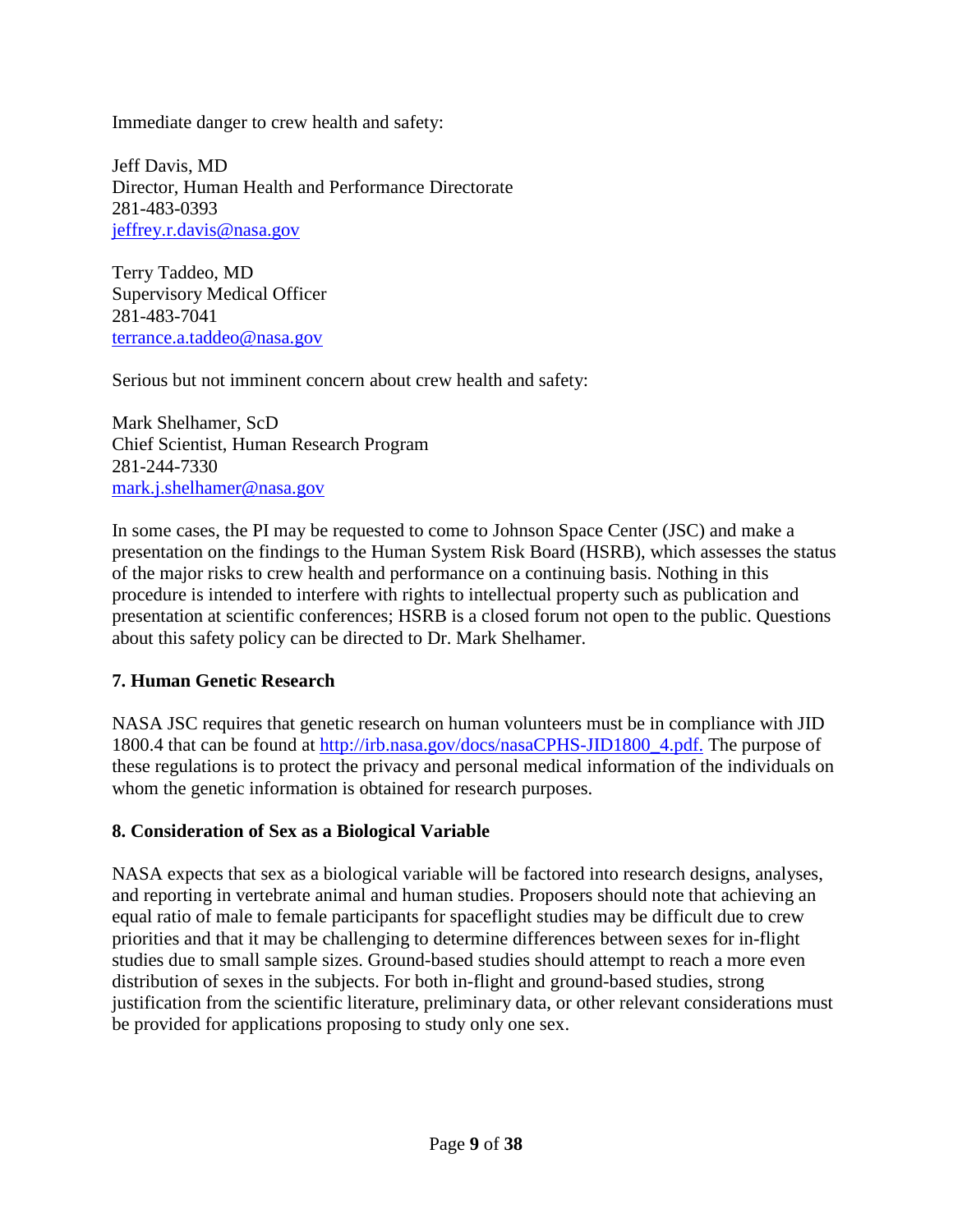Immediate danger to crew health and safety:

Jeff Davis, MD
Director, Human Health and Performance Directorate
281-483-0393
jeffrey.r.davis@nasa.gov

Terry Taddeo, MD
Supervisory Medical Officer
281-483-7041
terrance.a.taddeo@nasa.gov

Serious but not imminent concern about crew health and safety:

Mark Shelhamer, ScD
Chief Scientist, Human Research Program
281-244-7330
mark.j.shelhamer@nasa.gov

In some cases, the PI may be requested to come to Johnson Space Center (JSC) and make a presentation on the findings to the Human System Risk Board (HSRB), which assesses the status of the major risks to crew health and performance on a continuing basis. Nothing in this procedure is intended to interfere with rights to intellectual property such as publication and presentation at scientific conferences; HSRB is a closed forum not open to the public. Questions about this safety policy can be directed to Dr. Mark Shelhamer.

## 7. Human Genetic Research

NASA JSC requires that genetic research on human volunteers must be in compliance with JID 1800.4 that can be found at http://irb.nasa.gov/docs/nasaCPHS-JID1800_4.pdf. The purpose of these regulations is to protect the privacy and personal medical information of the individuals on whom the genetic information is obtained for research purposes.

## 8. Consideration of Sex as a Biological Variable

NASA expects that sex as a biological variable will be factored into research designs, analyses, and reporting in vertebrate animal and human studies. Proposers should note that achieving an equal ratio of male to female participants for spaceflight studies may be difficult due to crew priorities and that it may be challenging to determine differences between sexes for in-flight studies due to small sample sizes. Ground-based studies should attempt to reach a more even distribution of sexes in the subjects. For both in-flight and ground-based studies, strong justification from the scientific literature, preliminary data, or other relevant considerations must be provided for applications proposing to study only one sex.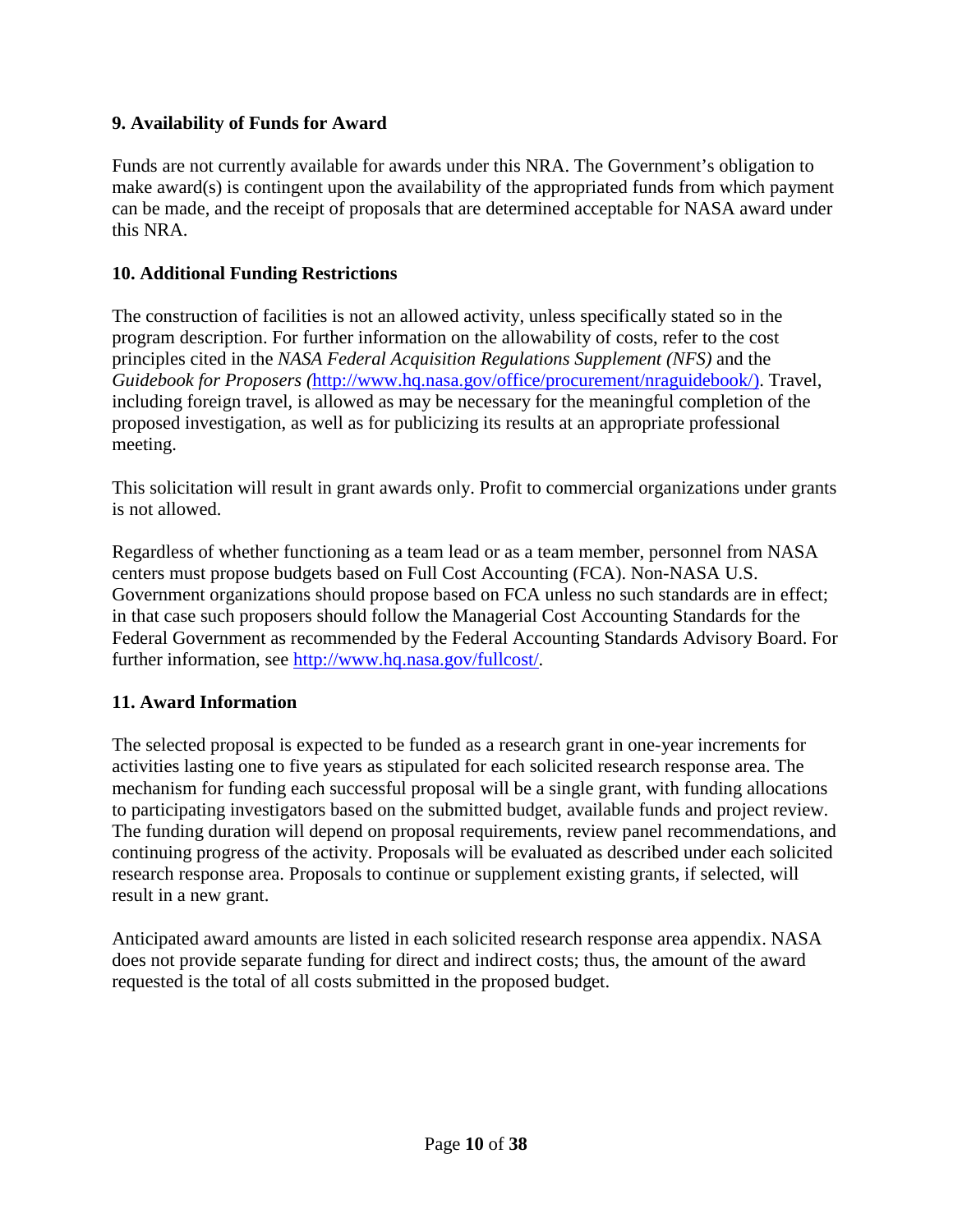### 9. Availability of Funds for Award

Funds are not currently available for awards under this NRA. The Government's obligation to make award(s) is contingent upon the availability of the appropriated funds from which payment can be made, and the receipt of proposals that are determined acceptable for NASA award under this NRA.

### 10. Additional Funding Restrictions

The construction of facilities is not an allowed activity, unless specifically stated so in the program description. For further information on the allowability of costs, refer to the cost principles cited in the *NASA Federal Acquisition Regulations Supplement (NFS)* and the *Guidebook for Proposers (*[http://www.hq.nasa.gov/office/procurement/nraguidebook/)](http://www.hq.nasa.gov/office/procurement/nraguidebook/). Travel, including foreign travel, is allowed as may be necessary for the meaningful completion of the proposed investigation, as well as for publicizing its results at an appropriate professional meeting.

This solicitation will result in grant awards only. Profit to commercial organizations under grants is not allowed.

Regardless of whether functioning as a team lead or as a team member, personnel from NASA centers must propose budgets based on Full Cost Accounting (FCA). Non-NASA U.S. Government organizations should propose based on FCA unless no such standards are in effect; in that case such proposers should follow the Managerial Cost Accounting Standards for the Federal Government as recommended by the Federal Accounting Standards Advisory Board. For further information, see [http://www.hq.nasa.gov/fullcost/](http://www.hq.nasa.gov/fullcost/).

### 11. Award Information

The selected proposal is expected to be funded as a research grant in one-year increments for activities lasting one to five years as stipulated for each solicited research response area. The mechanism for funding each successful proposal will be a single grant, with funding allocations to participating investigators based on the submitted budget, available funds and project review. The funding duration will depend on proposal requirements, review panel recommendations, and continuing progress of the activity. Proposals will be evaluated as described under each solicited research response area. Proposals to continue or supplement existing grants, if selected, will result in a new grant.

Anticipated award amounts are listed in each solicited research response area appendix. NASA does not provide separate funding for direct and indirect costs; thus, the amount of the award requested is the total of all costs submitted in the proposed budget.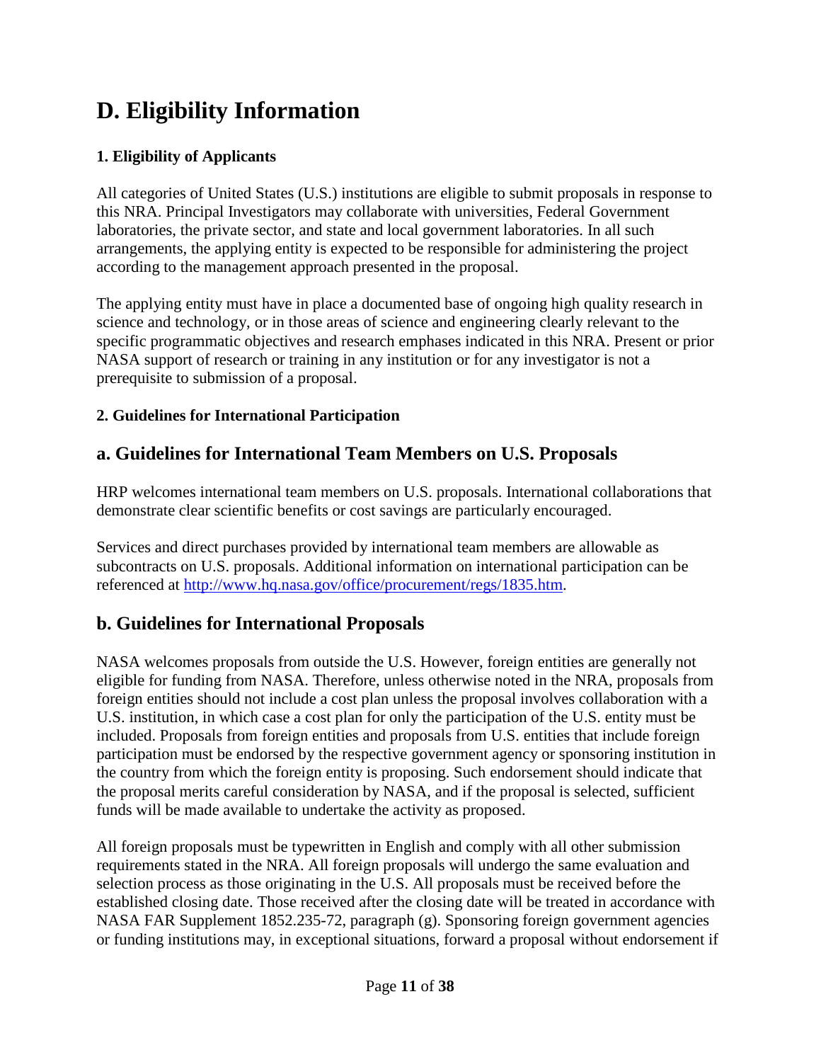# D. Eligibility Information

### 1. Eligibility of Applicants

All categories of United States (U.S.) institutions are eligible to submit proposals in response to this NRA. Principal Investigators may collaborate with universities, Federal Government laboratories, the private sector, and state and local government laboratories. In all such arrangements, the applying entity is expected to be responsible for administering the project according to the management approach presented in the proposal.

The applying entity must have in place a documented base of ongoing high quality research in science and technology, or in those areas of science and engineering clearly relevant to the specific programmatic objectives and research emphases indicated in this NRA. Present or prior NASA support of research or training in any institution or for any investigator is not a prerequisite to submission of a proposal.

### 2. Guidelines for International Participation

## a. Guidelines for International Team Members on U.S. Proposals

HRP welcomes international team members on U.S. proposals. International collaborations that demonstrate clear scientific benefits or cost savings are particularly encouraged.

Services and direct purchases provided by international team members are allowable as subcontracts on U.S. proposals. Additional information on international participation can be referenced at [http://www.hq.nasa.gov/office/procurement/regs/1835.htm](http://www.hq.nasa.gov/office/procurement/regs/1835.htm).

## b. Guidelines for International Proposals

NASA welcomes proposals from outside the U.S. However, foreign entities are generally not eligible for funding from NASA. Therefore, unless otherwise noted in the NRA, proposals from foreign entities should not include a cost plan unless the proposal involves collaboration with a U.S. institution, in which case a cost plan for only the participation of the U.S. entity must be included. Proposals from foreign entities and proposals from U.S. entities that include foreign participation must be endorsed by the respective government agency or sponsoring institution in the country from which the foreign entity is proposing. Such endorsement should indicate that the proposal merits careful consideration by NASA, and if the proposal is selected, sufficient funds will be made available to undertake the activity as proposed.

All foreign proposals must be typewritten in English and comply with all other submission requirements stated in the NRA. All foreign proposals will undergo the same evaluation and selection process as those originating in the U.S. All proposals must be received before the established closing date. Those received after the closing date will be treated in accordance with NASA FAR Supplement 1852.235-72, paragraph (g). Sponsoring foreign government agencies or funding institutions may, in exceptional situations, forward a proposal without endorsement if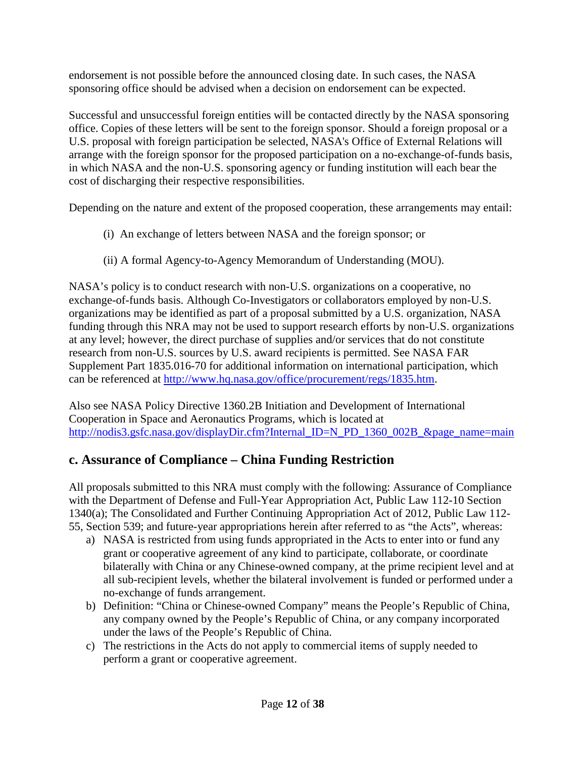endorsement is not possible before the announced closing date. In such cases, the NASA sponsoring office should be advised when a decision on endorsement can be expected.

Successful and unsuccessful foreign entities will be contacted directly by the NASA sponsoring office. Copies of these letters will be sent to the foreign sponsor. Should a foreign proposal or a U.S. proposal with foreign participation be selected, NASA's Office of External Relations will arrange with the foreign sponsor for the proposed participation on a no-exchange-of-funds basis, in which NASA and the non-U.S. sponsoring agency or funding institution will each bear the cost of discharging their respective responsibilities.

Depending on the nature and extent of the proposed cooperation, these arrangements may entail:

(i) An exchange of letters between NASA and the foreign sponsor; or

(ii) A formal Agency-to-Agency Memorandum of Understanding (MOU).

NASA's policy is to conduct research with non-U.S. organizations on a cooperative, no exchange-of-funds basis. Although Co-Investigators or collaborators employed by non-U.S. organizations may be identified as part of a proposal submitted by a U.S. organization, NASA funding through this NRA may not be used to support research efforts by non-U.S. organizations at any level; however, the direct purchase of supplies and/or services that do not constitute research from non-U.S. sources by U.S. award recipients is permitted. See NASA FAR Supplement Part 1835.016-70 for additional information on international participation, which can be referenced at [http://www.hq.nasa.gov/office/procurement/regs/1835.htm](http://www.hq.nasa.gov/office/procurement/regs/1835.htm).

Also see NASA Policy Directive 1360.2B Initiation and Development of International Cooperation in Space and Aeronautics Programs, which is located at [http://nodis3.gsfc.nasa.gov/displayDir.cfm?Internal_ID=N_PD_1360_002B_&page_name=main](http://nodis3.gsfc.nasa.gov/displayDir.cfm?Internal_ID=N_PD_1360_002B_&page_name=main)

## c. Assurance of Compliance – China Funding Restriction

All proposals submitted to this NRA must comply with the following: Assurance of Compliance with the Department of Defense and Full-Year Appropriation Act, Public Law 112-10 Section 1340(a); The Consolidated and Further Continuing Appropriation Act of 2012, Public Law 112-55, Section 539; and future-year appropriations herein after referred to as "the Acts", whereas:

a) NASA is restricted from using funds appropriated in the Acts to enter into or fund any grant or cooperative agreement of any kind to participate, collaborate, or coordinate bilaterally with China or any Chinese-owned company, at the prime recipient level and at all sub-recipient levels, whether the bilateral involvement is funded or performed under a no-exchange of funds arrangement.
b) Definition: "China or Chinese-owned Company" means the People's Republic of China, any company owned by the People's Republic of China, or any company incorporated under the laws of the People's Republic of China.
c) The restrictions in the Acts do not apply to commercial items of supply needed to perform a grant or cooperative agreement.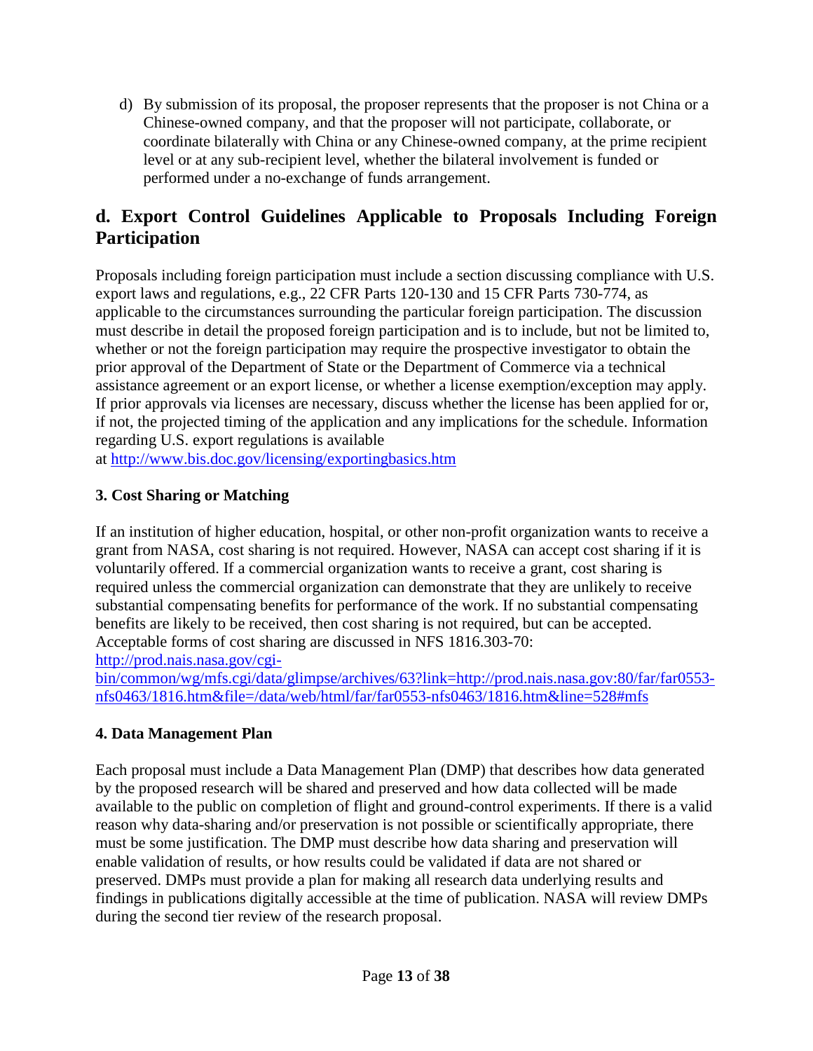d) By submission of its proposal, the proposer represents that the proposer is not China or a Chinese-owned company, and that the proposer will not participate, collaborate, or coordinate bilaterally with China or any Chinese-owned company, at the prime recipient level or at any sub-recipient level, whether the bilateral involvement is funded or performed under a no-exchange of funds arrangement.

## d. Export Control Guidelines Applicable to Proposals Including Foreign Participation

Proposals including foreign participation must include a section discussing compliance with U.S. export laws and regulations, e.g., 22 CFR Parts 120-130 and 15 CFR Parts 730-774, as applicable to the circumstances surrounding the particular foreign participation. The discussion must describe in detail the proposed foreign participation and is to include, but not be limited to, whether or not the foreign participation may require the prospective investigator to obtain the prior approval of the Department of State or the Department of Commerce via a technical assistance agreement or an export license, or whether a license exemption/exception may apply. If prior approvals via licenses are necessary, discuss whether the license has been applied for or, if not, the projected timing of the application and any implications for the schedule. Information regarding U.S. export regulations is available at http://www.bis.doc.gov/licensing/exportingbasics.htm

### 3. Cost Sharing or Matching

If an institution of higher education, hospital, or other non-profit organization wants to receive a grant from NASA, cost sharing is not required. However, NASA can accept cost sharing if it is voluntarily offered. If a commercial organization wants to receive a grant, cost sharing is required unless the commercial organization can demonstrate that they are unlikely to receive substantial compensating benefits for performance of the work. If no substantial compensating benefits are likely to be received, then cost sharing is not required, but can be accepted. Acceptable forms of cost sharing are discussed in NFS 1816.303-70: http://prod.nais.nasa.gov/cgi-bin/common/wg/mfs.cgi/data/glimpse/archives/63?link=http://prod.nais.nasa.gov:80/far/far0553-nfs0463/1816.htm&file=/data/web/html/far/far0553-nfs0463/1816.htm&line=528#mfs

### 4. Data Management Plan

Each proposal must include a Data Management Plan (DMP) that describes how data generated by the proposed research will be shared and preserved and how data collected will be made available to the public on completion of flight and ground-control experiments. If there is a valid reason why data-sharing and/or preservation is not possible or scientifically appropriate, there must be some justification. The DMP must describe how data sharing and preservation will enable validation of results, or how results could be validated if data are not shared or preserved. DMPs must provide a plan for making all research data underlying results and findings in publications digitally accessible at the time of publication. NASA will review DMPs during the second tier review of the research proposal.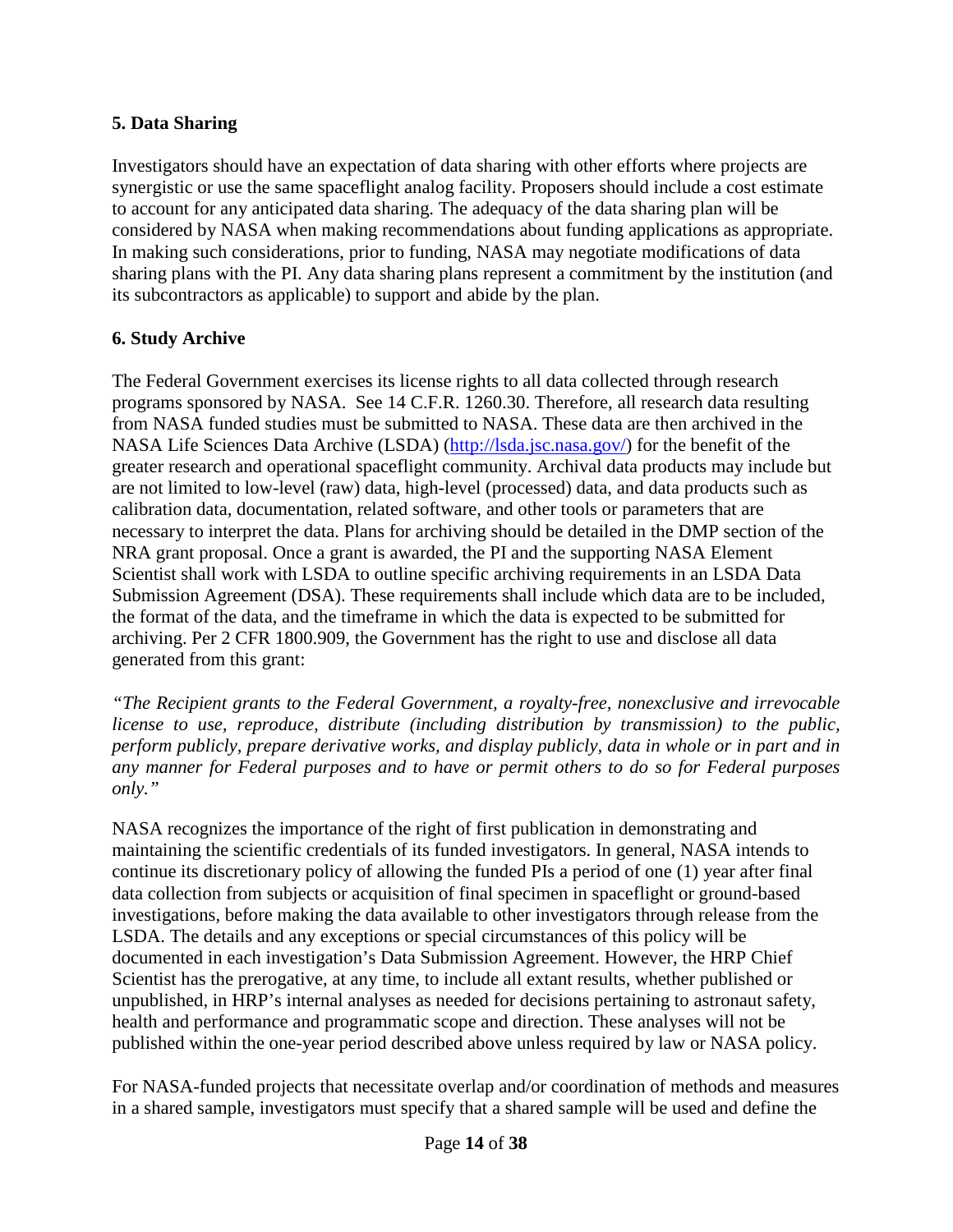**5. Data Sharing**

Investigators should have an expectation of data sharing with other efforts where projects are synergistic or use the same spaceflight analog facility. Proposers should include a cost estimate to account for any anticipated data sharing. The adequacy of the data sharing plan will be considered by NASA when making recommendations about funding applications as appropriate. In making such considerations, prior to funding, NASA may negotiate modifications of data sharing plans with the PI. Any data sharing plans represent a commitment by the institution (and its subcontractors as applicable) to support and abide by the plan.

**6. Study Archive**

The Federal Government exercises its license rights to all data collected through research programs sponsored by NASA. See 14 C.F.R. 1260.30. Therefore, all research data resulting from NASA funded studies must be submitted to NASA. These data are then archived in the NASA Life Sciences Data Archive (LSDA) (http://lsda.jsc.nasa.gov/) for the benefit of the greater research and operational spaceflight community. Archival data products may include but are not limited to low-level (raw) data, high-level (processed) data, and data products such as calibration data, documentation, related software, and other tools or parameters that are necessary to interpret the data. Plans for archiving should be detailed in the DMP section of the NRA grant proposal. Once a grant is awarded, the PI and the supporting NASA Element Scientist shall work with LSDA to outline specific archiving requirements in an LSDA Data Submission Agreement (DSA). These requirements shall include which data are to be included, the format of the data, and the timeframe in which the data is expected to be submitted for archiving. Per 2 CFR 1800.909, the Government has the right to use and disclose all data generated from this grant:

*"The Recipient grants to the Federal Government, a royalty-free, nonexclusive and irrevocable license to use, reproduce, distribute (including distribution by transmission) to the public, perform publicly, prepare derivative works, and display publicly, data in whole or in part and in any manner for Federal purposes and to have or permit others to do so for Federal purposes only."*

NASA recognizes the importance of the right of first publication in demonstrating and maintaining the scientific credentials of its funded investigators. In general, NASA intends to continue its discretionary policy of allowing the funded PIs a period of one (1) year after final data collection from subjects or acquisition of final specimen in spaceflight or ground-based investigations, before making the data available to other investigators through release from the LSDA. The details and any exceptions or special circumstances of this policy will be documented in each investigation's Data Submission Agreement. However, the HRP Chief Scientist has the prerogative, at any time, to include all extant results, whether published or unpublished, in HRP's internal analyses as needed for decisions pertaining to astronaut safety, health and performance and programmatic scope and direction. These analyses will not be published within the one-year period described above unless required by law or NASA policy.

For NASA-funded projects that necessitate overlap and/or coordination of methods and measures in a shared sample, investigators must specify that a shared sample will be used and define the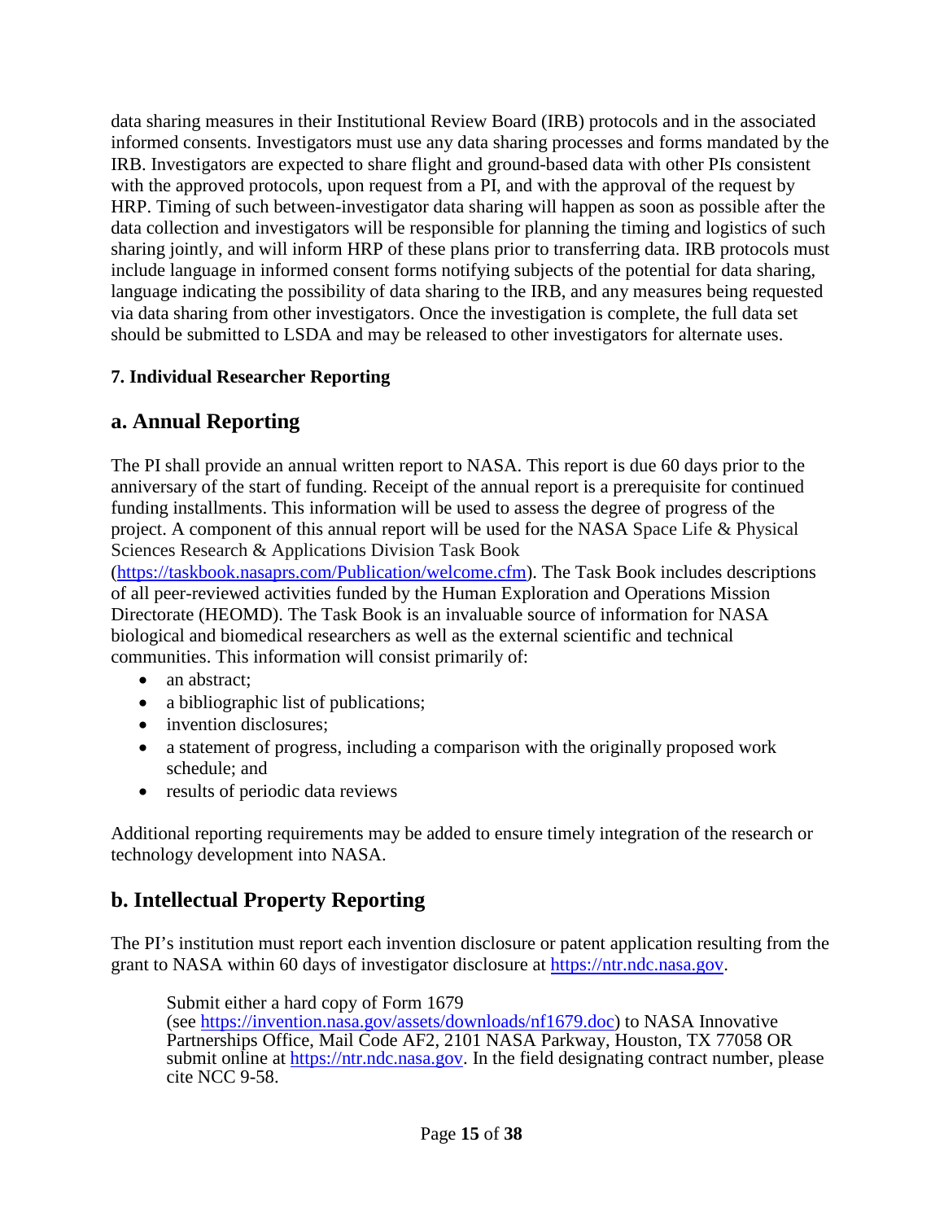data sharing measures in their Institutional Review Board (IRB) protocols and in the associated informed consents. Investigators must use any data sharing processes and forms mandated by the IRB. Investigators are expected to share flight and ground-based data with other PIs consistent with the approved protocols, upon request from a PI, and with the approval of the request by HRP. Timing of such between-investigator data sharing will happen as soon as possible after the data collection and investigators will be responsible for planning the timing and logistics of such sharing jointly, and will inform HRP of these plans prior to transferring data. IRB protocols must include language in informed consent forms notifying subjects of the potential for data sharing, language indicating the possibility of data sharing to the IRB, and any measures being requested via data sharing from other investigators. Once the investigation is complete, the full data set should be submitted to LSDA and may be released to other investigators for alternate uses.

**7. Individual Researcher Reporting**

## a. Annual Reporting

The PI shall provide an annual written report to NASA. This report is due 60 days prior to the anniversary of the start of funding. Receipt of the annual report is a prerequisite for continued funding installments. This information will be used to assess the degree of progress of the project. A component of this annual report will be used for the NASA Space Life & Physical Sciences Research & Applications Division Task Book (https://taskbook.nasaprs.com/Publication/welcome.cfm). The Task Book includes descriptions of all peer-reviewed activities funded by the Human Exploration and Operations Mission Directorate (HEOMD). The Task Book is an invaluable source of information for NASA biological and biomedical researchers as well as the external scientific and technical communities. This information will consist primarily of:

- an abstract;
- a bibliographic list of publications;
- invention disclosures;
- a statement of progress, including a comparison with the originally proposed work schedule; and
- results of periodic data reviews

Additional reporting requirements may be added to ensure timely integration of the research or technology development into NASA.

## b. Intellectual Property Reporting

The PI's institution must report each invention disclosure or patent application resulting from the grant to NASA within 60 days of investigator disclosure at https://ntr.ndc.nasa.gov.

> Submit either a hard copy of Form 1679 (see https://invention.nasa.gov/assets/downloads/nf1679.doc) to NASA Innovative Partnerships Office, Mail Code AF2, 2101 NASA Parkway, Houston, TX 77058 OR submit online at https://ntr.ndc.nasa.gov. In the field designating contract number, please cite NCC 9-58.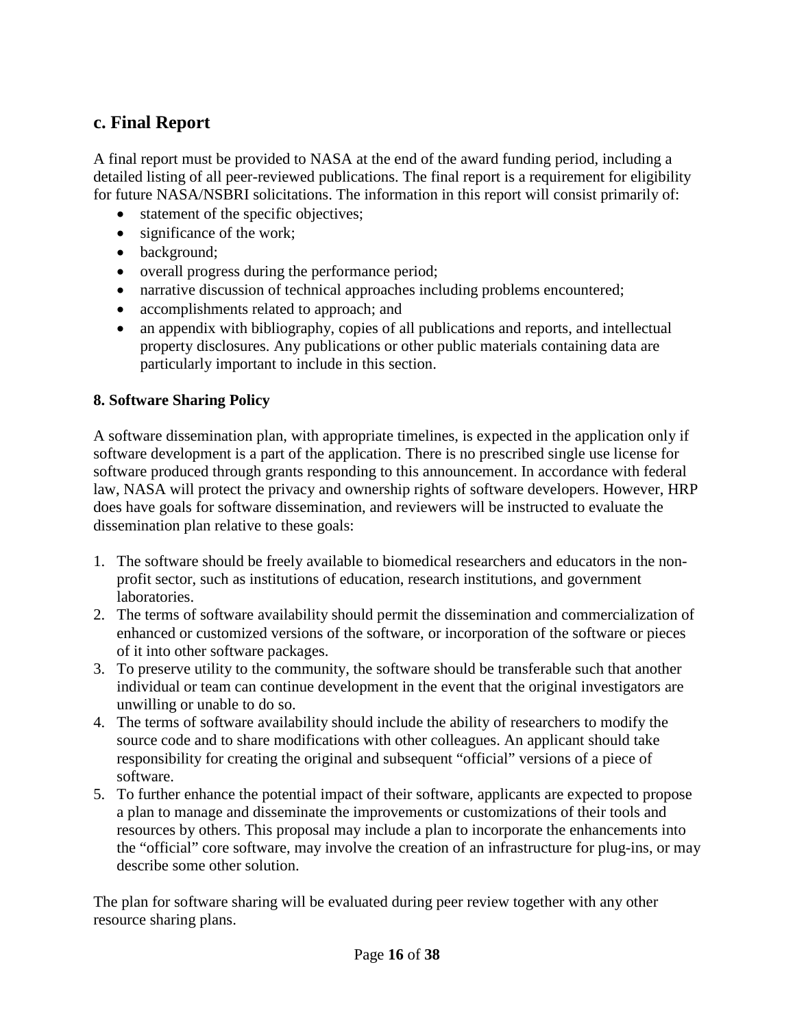## c. Final Report

A final report must be provided to NASA at the end of the award funding period, including a detailed listing of all peer-reviewed publications. The final report is a requirement for eligibility for future NASA/NSBRI solicitations. The information in this report will consist primarily of:

- statement of the specific objectives;
- significance of the work;
- background;
- overall progress during the performance period;
- narrative discussion of technical approaches including problems encountered;
- accomplishments related to approach; and
- an appendix with bibliography, copies of all publications and reports, and intellectual property disclosures. Any publications or other public materials containing data are particularly important to include in this section.

### 8. Software Sharing Policy

A software dissemination plan, with appropriate timelines, is expected in the application only if software development is a part of the application. There is no prescribed single use license for software produced through grants responding to this announcement. In accordance with federal law, NASA will protect the privacy and ownership rights of software developers. However, HRP does have goals for software dissemination, and reviewers will be instructed to evaluate the dissemination plan relative to these goals:

1. The software should be freely available to biomedical researchers and educators in the non-profit sector, such as institutions of education, research institutions, and government laboratories.
2. The terms of software availability should permit the dissemination and commercialization of enhanced or customized versions of the software, or incorporation of the software or pieces of it into other software packages.
3. To preserve utility to the community, the software should be transferable such that another individual or team can continue development in the event that the original investigators are unwilling or unable to do so.
4. The terms of software availability should include the ability of researchers to modify the source code and to share modifications with other colleagues. An applicant should take responsibility for creating the original and subsequent "official" versions of a piece of software.
5. To further enhance the potential impact of their software, applicants are expected to propose a plan to manage and disseminate the improvements or customizations of their tools and resources by others. This proposal may include a plan to incorporate the enhancements into the "official" core software, may involve the creation of an infrastructure for plug-ins, or may describe some other solution.

The plan for software sharing will be evaluated during peer review together with any other resource sharing plans.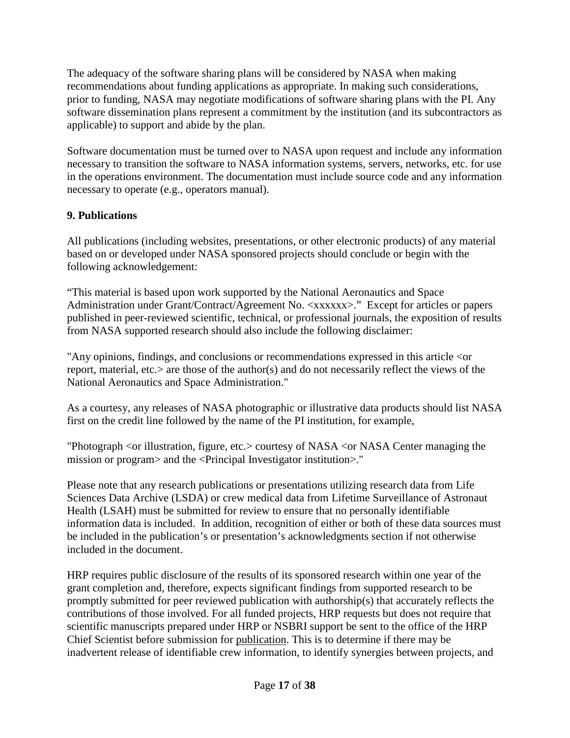The adequacy of the software sharing plans will be considered by NASA when making recommendations about funding applications as appropriate. In making such considerations, prior to funding, NASA may negotiate modifications of software sharing plans with the PI. Any software dissemination plans represent a commitment by the institution (and its subcontractors as applicable) to support and abide by the plan.

Software documentation must be turned over to NASA upon request and include any information necessary to transition the software to NASA information systems, servers, networks, etc. for use in the operations environment. The documentation must include source code and any information necessary to operate (e.g., operators manual).

## 9. Publications

All publications (including websites, presentations, or other electronic products) of any material based on or developed under NASA sponsored projects should conclude or begin with the following acknowledgement:

"This material is based upon work supported by the National Aeronautics and Space Administration under Grant/Contract/Agreement No. <xxxxxx>." Except for articles or papers published in peer-reviewed scientific, technical, or professional journals, the exposition of results from NASA supported research should also include the following disclaimer:

"Any opinions, findings, and conclusions or recommendations expressed in this article <or report, material, etc.> are those of the author(s) and do not necessarily reflect the views of the National Aeronautics and Space Administration."

As a courtesy, any releases of NASA photographic or illustrative data products should list NASA first on the credit line followed by the name of the PI institution, for example,

"Photograph <or illustration, figure, etc.> courtesy of NASA <or NASA Center managing the mission or program> and the <Principal Investigator institution>."

Please note that any research publications or presentations utilizing research data from Life Sciences Data Archive (LSDA) or crew medical data from Lifetime Surveillance of Astronaut Health (LSAH) must be submitted for review to ensure that no personally identifiable information data is included. In addition, recognition of either or both of these data sources must be included in the publication's or presentation's acknowledgments section if not otherwise included in the document.

HRP requires public disclosure of the results of its sponsored research within one year of the grant completion and, therefore, expects significant findings from supported research to be promptly submitted for peer reviewed publication with authorship(s) that accurately reflects the contributions of those involved. For all funded projects, HRP requests but does not require that scientific manuscripts prepared under HRP or NSBRI support be sent to the office of the HRP Chief Scientist before submission for publication. This is to determine if there may be inadvertent release of identifiable crew information, to identify synergies between projects, and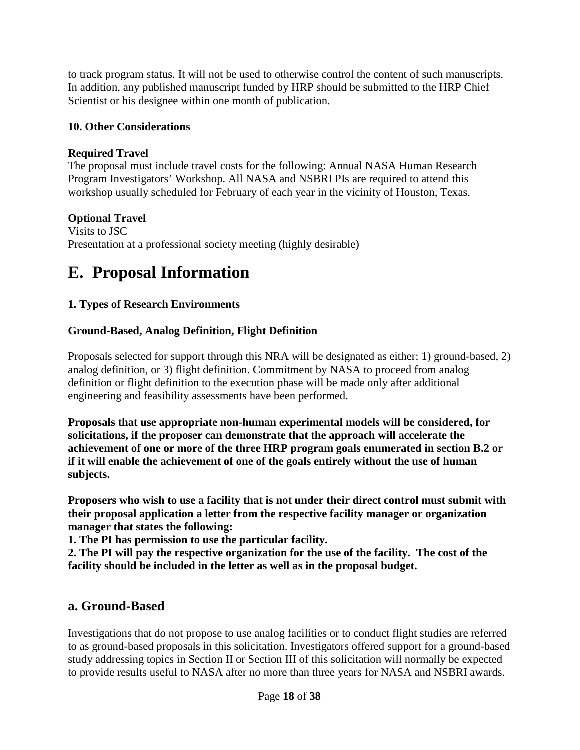to track program status. It will not be used to otherwise control the content of such manuscripts. In addition, any published manuscript funded by HRP should be submitted to the HRP Chief Scientist or his designee within one month of publication.

**10. Other Considerations**

**Required Travel**
The proposal must include travel costs for the following: Annual NASA Human Research Program Investigators' Workshop. All NASA and NSBRI PIs are required to attend this workshop usually scheduled for February of each year in the vicinity of Houston, Texas.

**Optional Travel**
Visits to JSC
Presentation at a professional society meeting (highly desirable)

# E. Proposal Information

**1. Types of Research Environments**

**Ground-Based, Analog Definition, Flight Definition**

Proposals selected for support through this NRA will be designated as either: 1) ground-based, 2) analog definition, or 3) flight definition. Commitment by NASA to proceed from analog definition or flight definition to the execution phase will be made only after additional engineering and feasibility assessments have been performed.

**Proposals that use appropriate non-human experimental models will be considered, for solicitations, if the proposer can demonstrate that the approach will accelerate the achievement of one or more of the three HRP program goals enumerated in section B.2 or if it will enable the achievement of one of the goals entirely without the use of human subjects.**

**Proposers who wish to use a facility that is not under their direct control must submit with their proposal application a letter from the respective facility manager or organization manager that states the following:**
**1. The PI has permission to use the particular facility.**
**2. The PI will pay the respective organization for the use of the facility. The cost of the facility should be included in the letter as well as in the proposal budget.**

## a. Ground-Based

Investigations that do not propose to use analog facilities or to conduct flight studies are referred to as ground-based proposals in this solicitation. Investigators offered support for a ground-based study addressing topics in Section II or Section III of this solicitation will normally be expected to provide results useful to NASA after no more than three years for NASA and NSBRI awards.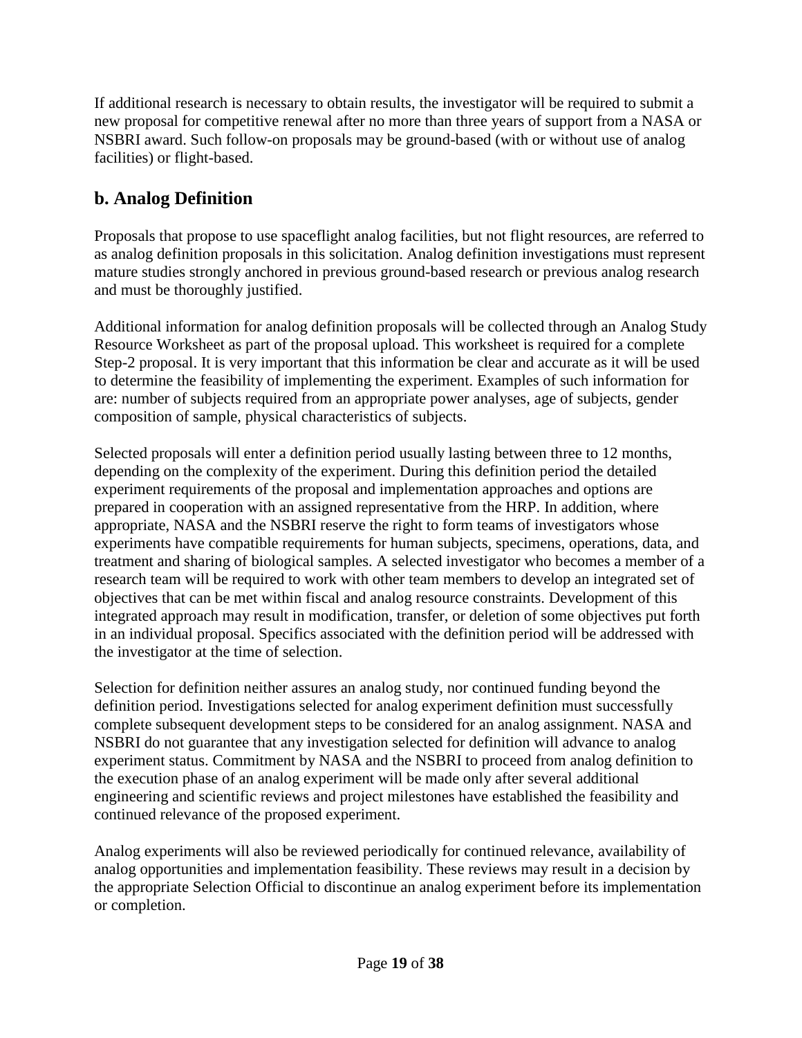If additional research is necessary to obtain results, the investigator will be required to submit a new proposal for competitive renewal after no more than three years of support from a NASA or NSBRI award. Such follow-on proposals may be ground-based (with or without use of analog facilities) or flight-based.

## b. Analog Definition

Proposals that propose to use spaceflight analog facilities, but not flight resources, are referred to as analog definition proposals in this solicitation. Analog definition investigations must represent mature studies strongly anchored in previous ground-based research or previous analog research and must be thoroughly justified.

Additional information for analog definition proposals will be collected through an Analog Study Resource Worksheet as part of the proposal upload. This worksheet is required for a complete Step-2 proposal. It is very important that this information be clear and accurate as it will be used to determine the feasibility of implementing the experiment. Examples of such information for are: number of subjects required from an appropriate power analyses, age of subjects, gender composition of sample, physical characteristics of subjects.

Selected proposals will enter a definition period usually lasting between three to 12 months, depending on the complexity of the experiment. During this definition period the detailed experiment requirements of the proposal and implementation approaches and options are prepared in cooperation with an assigned representative from the HRP. In addition, where appropriate, NASA and the NSBRI reserve the right to form teams of investigators whose experiments have compatible requirements for human subjects, specimens, operations, data, and treatment and sharing of biological samples. A selected investigator who becomes a member of a research team will be required to work with other team members to develop an integrated set of objectives that can be met within fiscal and analog resource constraints. Development of this integrated approach may result in modification, transfer, or deletion of some objectives put forth in an individual proposal. Specifics associated with the definition period will be addressed with the investigator at the time of selection.

Selection for definition neither assures an analog study, nor continued funding beyond the definition period. Investigations selected for analog experiment definition must successfully complete subsequent development steps to be considered for an analog assignment. NASA and NSBRI do not guarantee that any investigation selected for definition will advance to analog experiment status. Commitment by NASA and the NSBRI to proceed from analog definition to the execution phase of an analog experiment will be made only after several additional engineering and scientific reviews and project milestones have established the feasibility and continued relevance of the proposed experiment.

Analog experiments will also be reviewed periodically for continued relevance, availability of analog opportunities and implementation feasibility. These reviews may result in a decision by the appropriate Selection Official to discontinue an analog experiment before its implementation or completion.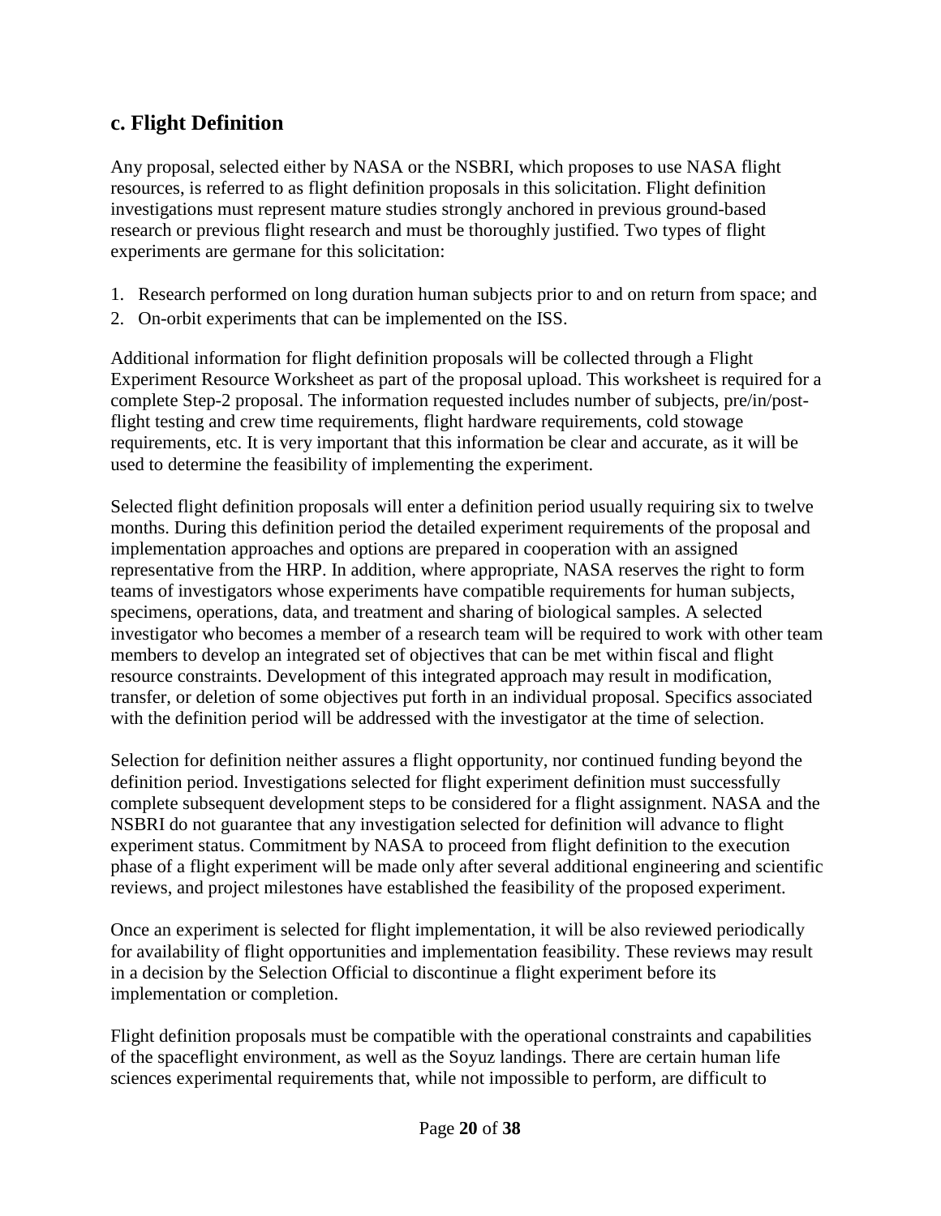### c. Flight Definition

Any proposal, selected either by NASA or the NSBRI, which proposes to use NASA flight resources, is referred to as flight definition proposals in this solicitation. Flight definition investigations must represent mature studies strongly anchored in previous ground-based research or previous flight research and must be thoroughly justified. Two types of flight experiments are germane for this solicitation:

1. Research performed on long duration human subjects prior to and on return from space; and
2. On-orbit experiments that can be implemented on the ISS.

Additional information for flight definition proposals will be collected through a Flight Experiment Resource Worksheet as part of the proposal upload. This worksheet is required for a complete Step-2 proposal. The information requested includes number of subjects, pre/in/post-flight testing and crew time requirements, flight hardware requirements, cold stowage requirements, etc. It is very important that this information be clear and accurate, as it will be used to determine the feasibility of implementing the experiment.

Selected flight definition proposals will enter a definition period usually requiring six to twelve months. During this definition period the detailed experiment requirements of the proposal and implementation approaches and options are prepared in cooperation with an assigned representative from the HRP. In addition, where appropriate, NASA reserves the right to form teams of investigators whose experiments have compatible requirements for human subjects, specimens, operations, data, and treatment and sharing of biological samples. A selected investigator who becomes a member of a research team will be required to work with other team members to develop an integrated set of objectives that can be met within fiscal and flight resource constraints. Development of this integrated approach may result in modification, transfer, or deletion of some objectives put forth in an individual proposal. Specifics associated with the definition period will be addressed with the investigator at the time of selection.

Selection for definition neither assures a flight opportunity, nor continued funding beyond the definition period. Investigations selected for flight experiment definition must successfully complete subsequent development steps to be considered for a flight assignment. NASA and the NSBRI do not guarantee that any investigation selected for definition will advance to flight experiment status. Commitment by NASA to proceed from flight definition to the execution phase of a flight experiment will be made only after several additional engineering and scientific reviews, and project milestones have established the feasibility of the proposed experiment.

Once an experiment is selected for flight implementation, it will be also reviewed periodically for availability of flight opportunities and implementation feasibility. These reviews may result in a decision by the Selection Official to discontinue a flight experiment before its implementation or completion.

Flight definition proposals must be compatible with the operational constraints and capabilities of the spaceflight environment, as well as the Soyuz landings. There are certain human life sciences experimental requirements that, while not impossible to perform, are difficult to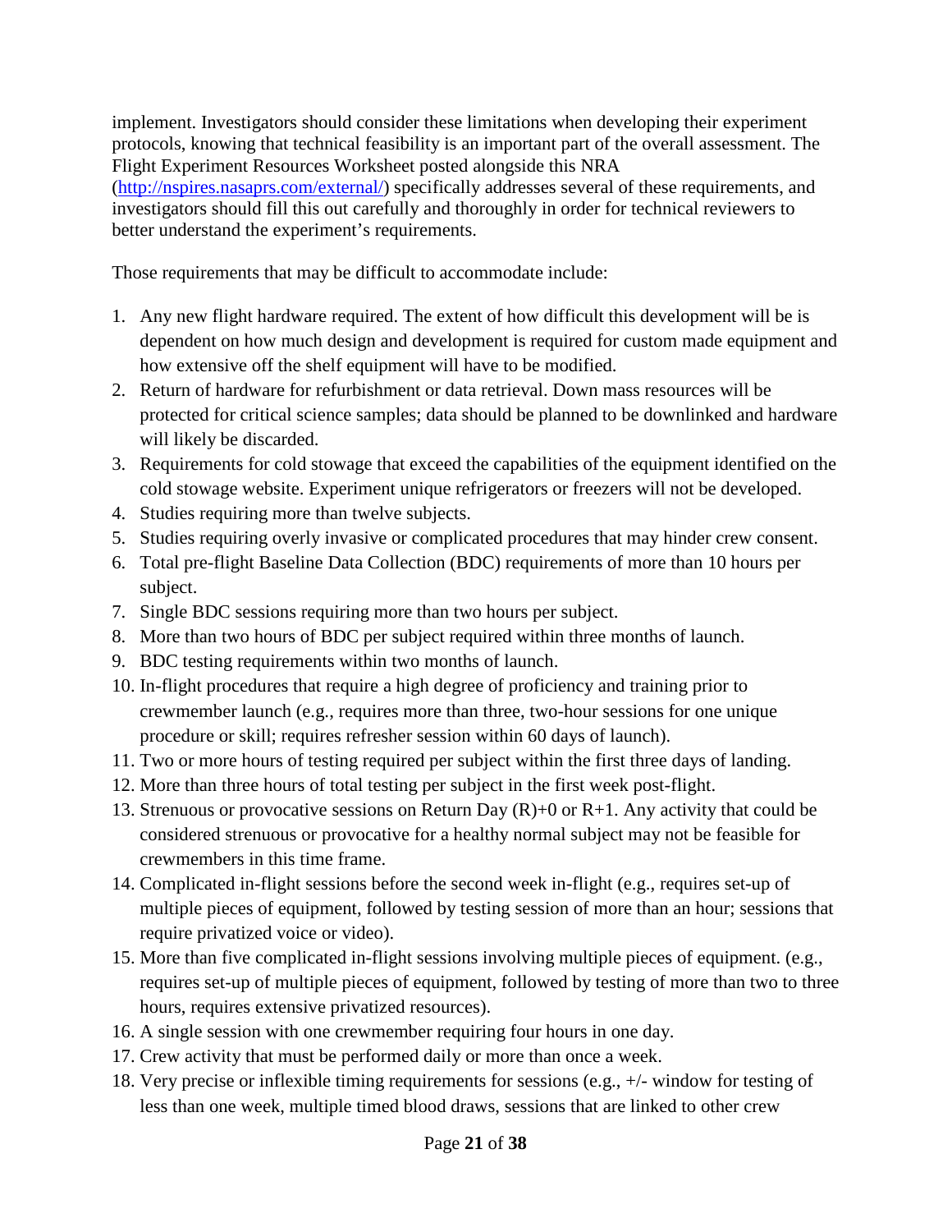implement. Investigators should consider these limitations when developing their experiment protocols, knowing that technical feasibility is an important part of the overall assessment. The Flight Experiment Resources Worksheet posted alongside this NRA (http://nspires.nasaprs.com/external/) specifically addresses several of these requirements, and investigators should fill this out carefully and thoroughly in order for technical reviewers to better understand the experiment's requirements.

Those requirements that may be difficult to accommodate include:

1. Any new flight hardware required. The extent of how difficult this development will be is dependent on how much design and development is required for custom made equipment and how extensive off the shelf equipment will have to be modified.
2. Return of hardware for refurbishment or data retrieval. Down mass resources will be protected for critical science samples; data should be planned to be downlinked and hardware will likely be discarded.
3. Requirements for cold stowage that exceed the capabilities of the equipment identified on the cold stowage website. Experiment unique refrigerators or freezers will not be developed.
4. Studies requiring more than twelve subjects.
5. Studies requiring overly invasive or complicated procedures that may hinder crew consent.
6. Total pre-flight Baseline Data Collection (BDC) requirements of more than 10 hours per subject.
7. Single BDC sessions requiring more than two hours per subject.
8. More than two hours of BDC per subject required within three months of launch.
9. BDC testing requirements within two months of launch.
10. In-flight procedures that require a high degree of proficiency and training prior to crewmember launch (e.g., requires more than three, two-hour sessions for one unique procedure or skill; requires refresher session within 60 days of launch).
11. Two or more hours of testing required per subject within the first three days of landing.
12. More than three hours of total testing per subject in the first week post-flight.
13. Strenuous or provocative sessions on Return Day (R)+0 or R+1. Any activity that could be considered strenuous or provocative for a healthy normal subject may not be feasible for crewmembers in this time frame.
14. Complicated in-flight sessions before the second week in-flight (e.g., requires set-up of multiple pieces of equipment, followed by testing session of more than an hour; sessions that require privatized voice or video).
15. More than five complicated in-flight sessions involving multiple pieces of equipment. (e.g., requires set-up of multiple pieces of equipment, followed by testing of more than two to three hours, requires extensive privatized resources).
16. A single session with one crewmember requiring four hours in one day.
17. Crew activity that must be performed daily or more than once a week.
18. Very precise or inflexible timing requirements for sessions (e.g., +/- window for testing of less than one week, multiple timed blood draws, sessions that are linked to other crew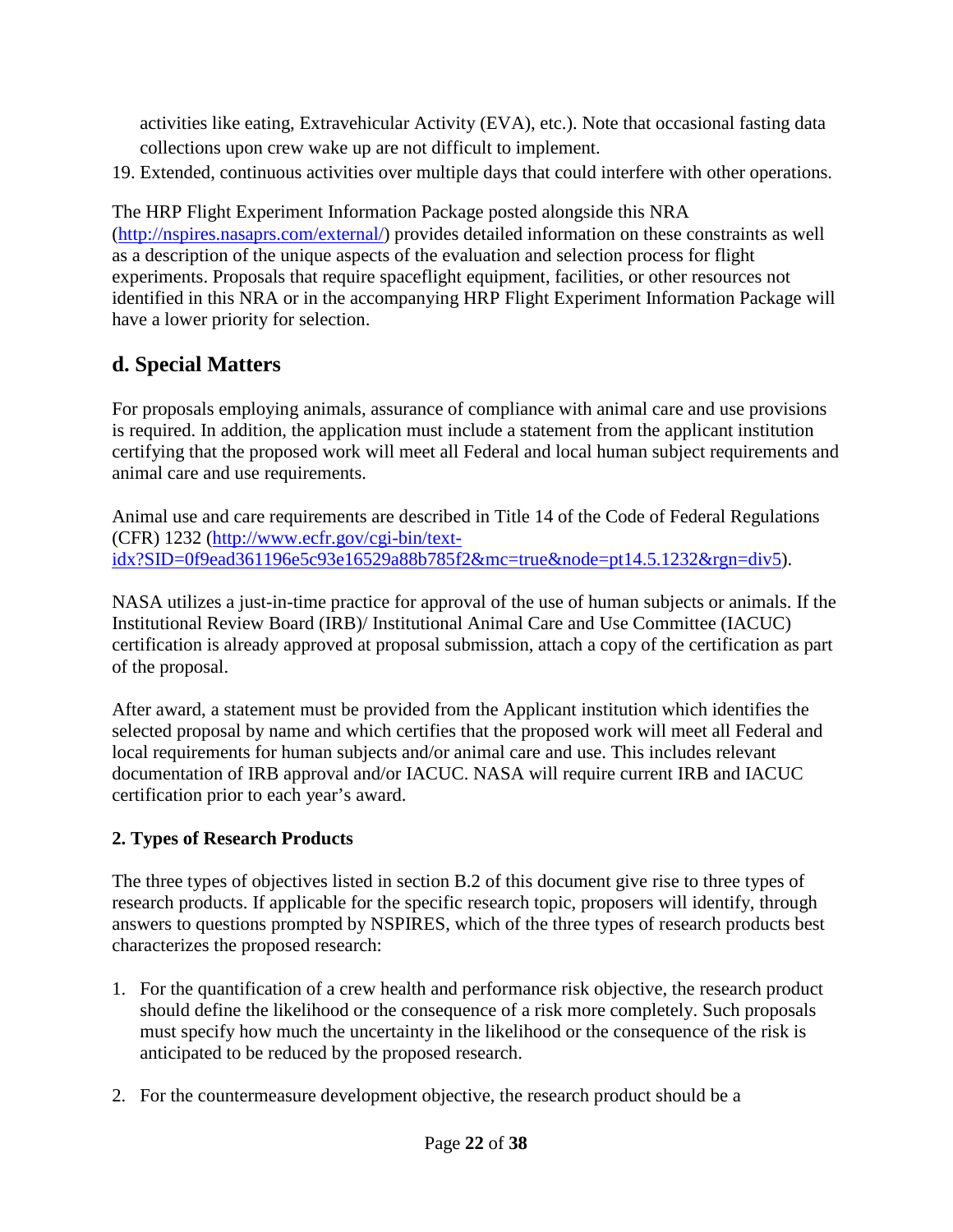activities like eating, Extravehicular Activity (EVA), etc.). Note that occasional fasting data collections upon crew wake up are not difficult to implement.

19. Extended, continuous activities over multiple days that could interfere with other operations.

The HRP Flight Experiment Information Package posted alongside this NRA (http://nspires.nasaprs.com/external/) provides detailed information on these constraints as well as a description of the unique aspects of the evaluation and selection process for flight experiments. Proposals that require spaceflight equipment, facilities, or other resources not identified in this NRA or in the accompanying HRP Flight Experiment Information Package will have a lower priority for selection.

## d. Special Matters

For proposals employing animals, assurance of compliance with animal care and use provisions is required. In addition, the application must include a statement from the applicant institution certifying that the proposed work will meet all Federal and local human subject requirements and animal care and use requirements.

Animal use and care requirements are described in Title 14 of the Code of Federal Regulations (CFR) 1232 (http://www.ecfr.gov/cgi-bin/text-idx?SID=0f9ead361196e5c93e16529a88b785f2&mc=true&node=pt14.5.1232&rgn=div5).

NASA utilizes a just-in-time practice for approval of the use of human subjects or animals. If the Institutional Review Board (IRB)/ Institutional Animal Care and Use Committee (IACUC) certification is already approved at proposal submission, attach a copy of the certification as part of the proposal.

After award, a statement must be provided from the Applicant institution which identifies the selected proposal by name and which certifies that the proposed work will meet all Federal and local requirements for human subjects and/or animal care and use. This includes relevant documentation of IRB approval and/or IACUC. NASA will require current IRB and IACUC certification prior to each year's award.

### 2. Types of Research Products

The three types of objectives listed in section B.2 of this document give rise to three types of research products. If applicable for the specific research topic, proposers will identify, through answers to questions prompted by NSPIRES, which of the three types of research products best characterizes the proposed research:

1. For the quantification of a crew health and performance risk objective, the research product should define the likelihood or the consequence of a risk more completely. Such proposals must specify how much the uncertainty in the likelihood or the consequence of the risk is anticipated to be reduced by the proposed research.

2. For the countermeasure development objective, the research product should be a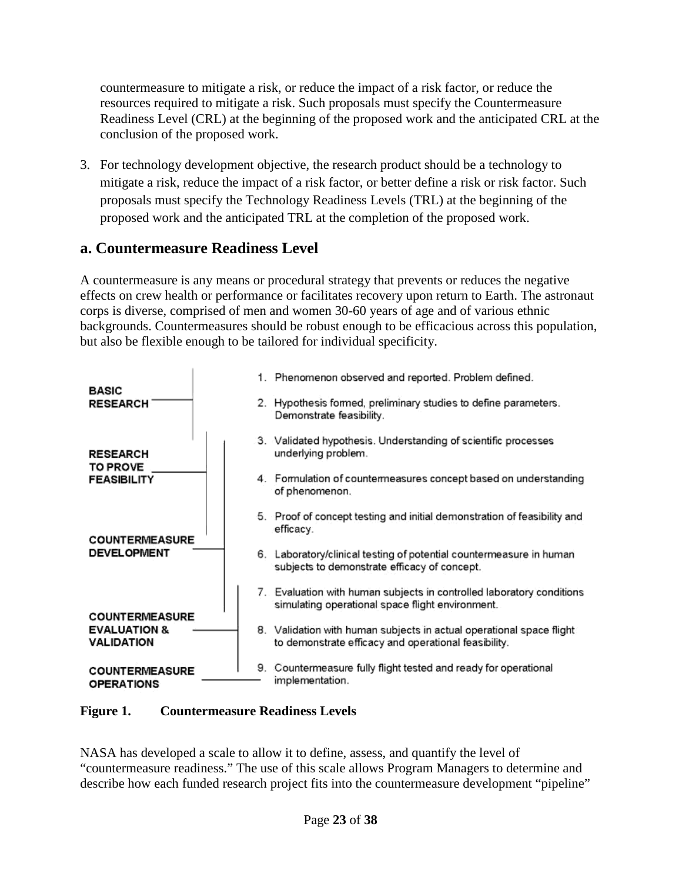countermeasure to mitigate a risk, or reduce the impact of a risk factor, or reduce the resources required to mitigate a risk. Such proposals must specify the Countermeasure Readiness Level (CRL) at the beginning of the proposed work and the anticipated CRL at the conclusion of the proposed work.

3. For technology development objective, the research product should be a technology to mitigate a risk, reduce the impact of a risk factor, or better define a risk or risk factor. Such proposals must specify the Technology Readiness Levels (TRL) at the beginning of the proposed work and the anticipated TRL at the completion of the proposed work.

## a. Countermeasure Readiness Level

A countermeasure is any means or procedural strategy that prevents or reduces the negative effects on crew health or performance or facilitates recovery upon return to Earth. The astronaut corps is diverse, comprised of men and women 30-60 years of age and of various ethnic backgrounds. Countermeasures should be robust enough to be efficacious across this population, but also be flexible enough to be tailored for individual specificity.

| Phase | Level |
| --- | --- |
| BASIC RESEARCH | 1. Phenomenon observed and reported. Problem defined. |
| | 2. Hypothesis formed, preliminary studies to define parameters. Demonstrate feasibility. |
| RESEARCH TO PROVE FEASIBILITY | 3. Validated hypothesis. Understanding of scientific processes underlying problem. |
| | 4. Formulation of countermeasures concept based on understanding of phenomenon. |
| | 5. Proof of concept testing and initial demonstration of feasibility and efficacy. |
| COUNTERMEASURE DEVELOPMENT | 6. Laboratory/clinical testing of potential countermeasure in human subjects to demonstrate efficacy of concept. |
| | 7. Evaluation with human subjects in controlled laboratory conditions simulating operational space flight environment. |
| COUNTERMEASURE EVALUATION & VALIDATION | 8. Validation with human subjects in actual operational space flight to demonstrate efficacy and operational feasibility. |
| COUNTERMEASURE OPERATIONS | 9. Countermeasure fully flight tested and ready for operational implementation. |

**Figure 1. Countermeasure Readiness Levels**

NASA has developed a scale to allow it to define, assess, and quantify the level of "countermeasure readiness." The use of this scale allows Program Managers to determine and describe how each funded research project fits into the countermeasure development "pipeline"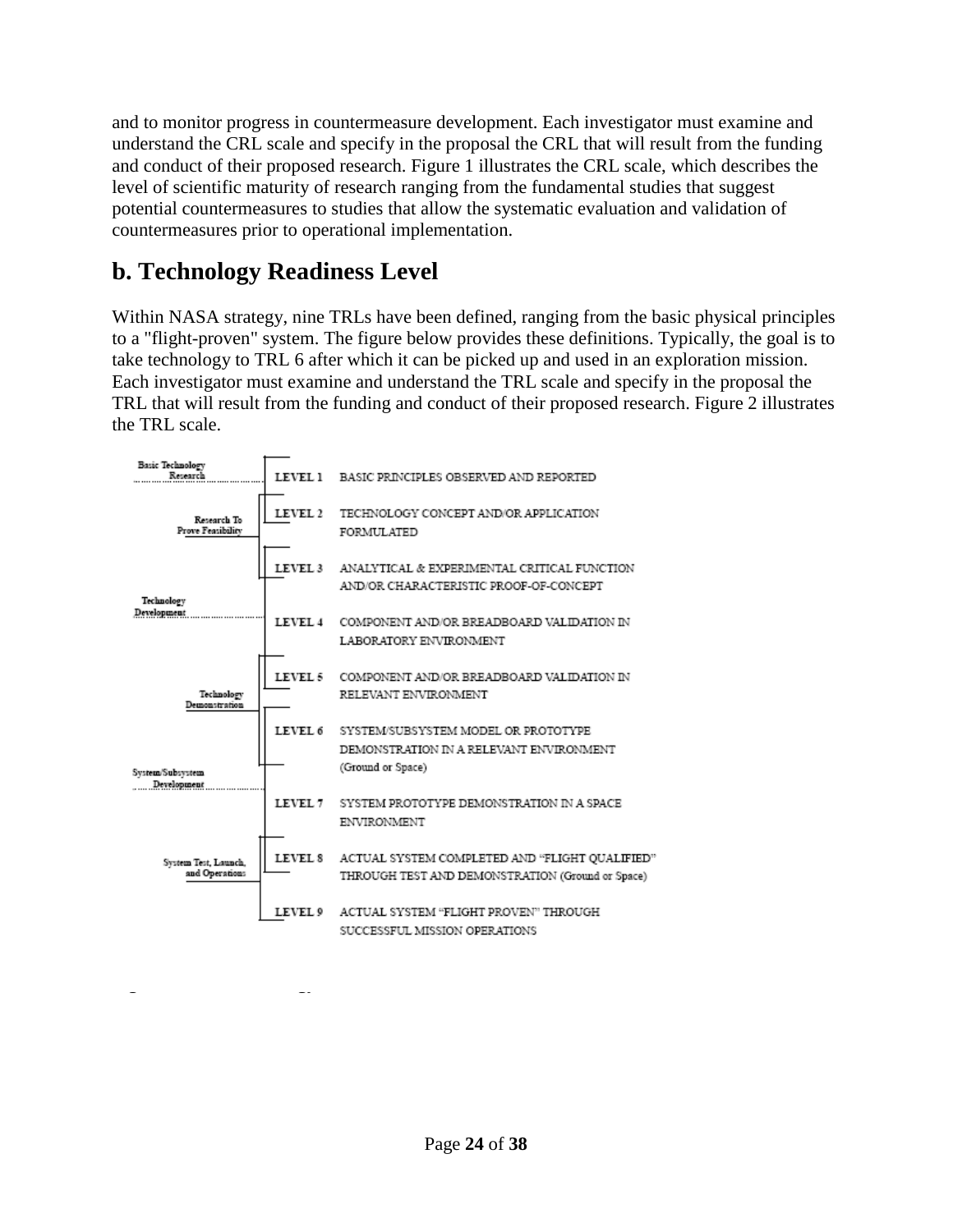and to monitor progress in countermeasure development. Each investigator must examine and understand the CRL scale and specify in the proposal the CRL that will result from the funding and conduct of their proposed research. Figure 1 illustrates the CRL scale, which describes the level of scientific maturity of research ranging from the fundamental studies that suggest potential countermeasures to studies that allow the systematic evaluation and validation of countermeasures prior to operational implementation.

## b. Technology Readiness Level

Within NASA strategy, nine TRLs have been defined, ranging from the basic physical principles to a "flight-proven" system. The figure below provides these definitions. Typically, the goal is to take technology to TRL 6 after which it can be picked up and used in an exploration mission. Each investigator must examine and understand the TRL scale and specify in the proposal the TRL that will result from the funding and conduct of their proposed research. Figure 2 illustrates the TRL scale.

| Phase | Level | Description |
| --- | --- | --- |
| Basic Technology Research | LEVEL 1 | BASIC PRINCIPLES OBSERVED AND REPORTED |
| Research To Prove Feasibility | LEVEL 2 | TECHNOLOGY CONCEPT AND/OR APPLICATION FORMULATED |
| | LEVEL 3 | ANALYTICAL & EXPERIMENTAL CRITICAL FUNCTION AND/OR CHARACTERISTIC PROOF-OF-CONCEPT |
| Technology Development | LEVEL 4 | COMPONENT AND/OR BREADBOARD VALIDATION IN LABORATORY ENVIRONMENT |
| Technology Demonstration | LEVEL 5 | COMPONENT AND/OR BREADBOARD VALIDATION IN RELEVANT ENVIRONMENT |
| | LEVEL 6 | SYSTEM/SUBSYSTEM MODEL OR PROTOTYPE DEMONSTRATION IN A RELEVANT ENVIRONMENT (Ground or Space) |
| System/Subsystem Development | LEVEL 7 | SYSTEM PROTOTYPE DEMONSTRATION IN A SPACE ENVIRONMENT |
| System Test, Launch, and Operations | LEVEL 8 | ACTUAL SYSTEM COMPLETED AND "FLIGHT QUALIFIED" THROUGH TEST AND DEMONSTRATION (Ground or Space) |
| | LEVEL 9 | ACTUAL SYSTEM "FLIGHT PROVEN" THROUGH SUCCESSFUL MISSION OPERATIONS |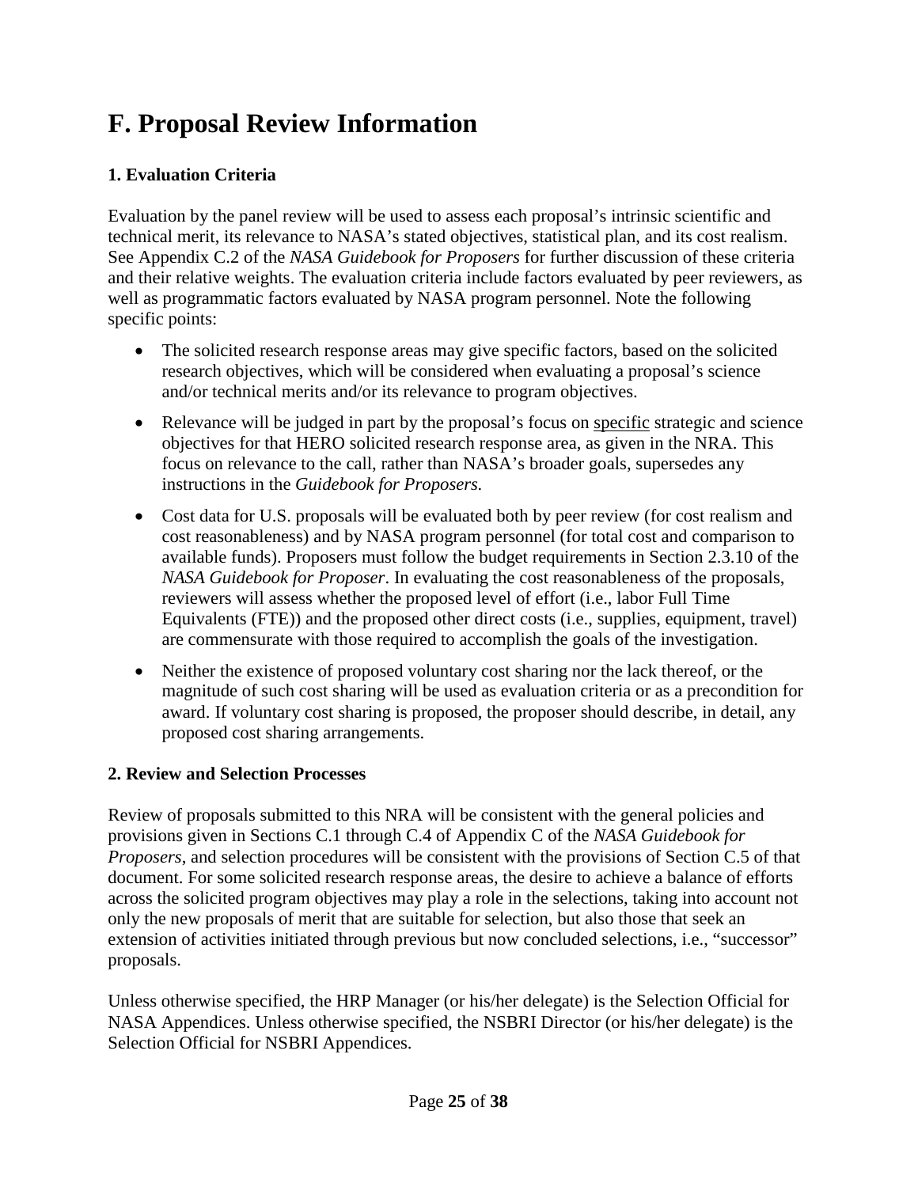# F. Proposal Review Information

### 1. Evaluation Criteria

Evaluation by the panel review will be used to assess each proposal's intrinsic scientific and technical merit, its relevance to NASA's stated objectives, statistical plan, and its cost realism. See Appendix C.2 of the *NASA Guidebook for Proposers* for further discussion of these criteria and their relative weights. The evaluation criteria include factors evaluated by peer reviewers, as well as programmatic factors evaluated by NASA program personnel. Note the following specific points:

- The solicited research response areas may give specific factors, based on the solicited research objectives, which will be considered when evaluating a proposal's science and/or technical merits and/or its relevance to program objectives.
- Relevance will be judged in part by the proposal's focus on <u>specific</u> strategic and science objectives for that HERO solicited research response area, as given in the NRA. This focus on relevance to the call, rather than NASA's broader goals, supersedes any instructions in the *Guidebook for Proposers.*
- Cost data for U.S. proposals will be evaluated both by peer review (for cost realism and cost reasonableness) and by NASA program personnel (for total cost and comparison to available funds). Proposers must follow the budget requirements in Section 2.3.10 of the *NASA Guidebook for Proposer*. In evaluating the cost reasonableness of the proposals, reviewers will assess whether the proposed level of effort (i.e., labor Full Time Equivalents (FTE)) and the proposed other direct costs (i.e., supplies, equipment, travel) are commensurate with those required to accomplish the goals of the investigation.
- Neither the existence of proposed voluntary cost sharing nor the lack thereof, or the magnitude of such cost sharing will be used as evaluation criteria or as a precondition for award. If voluntary cost sharing is proposed, the proposer should describe, in detail, any proposed cost sharing arrangements.

### 2. Review and Selection Processes

Review of proposals submitted to this NRA will be consistent with the general policies and provisions given in Sections C.1 through C.4 of Appendix C of the *NASA Guidebook for Proposers*, and selection procedures will be consistent with the provisions of Section C.5 of that document. For some solicited research response areas, the desire to achieve a balance of efforts across the solicited program objectives may play a role in the selections, taking into account not only the new proposals of merit that are suitable for selection, but also those that seek an extension of activities initiated through previous but now concluded selections, i.e., "successor" proposals.

Unless otherwise specified, the HRP Manager (or his/her delegate) is the Selection Official for NASA Appendices. Unless otherwise specified, the NSBRI Director (or his/her delegate) is the Selection Official for NSBRI Appendices.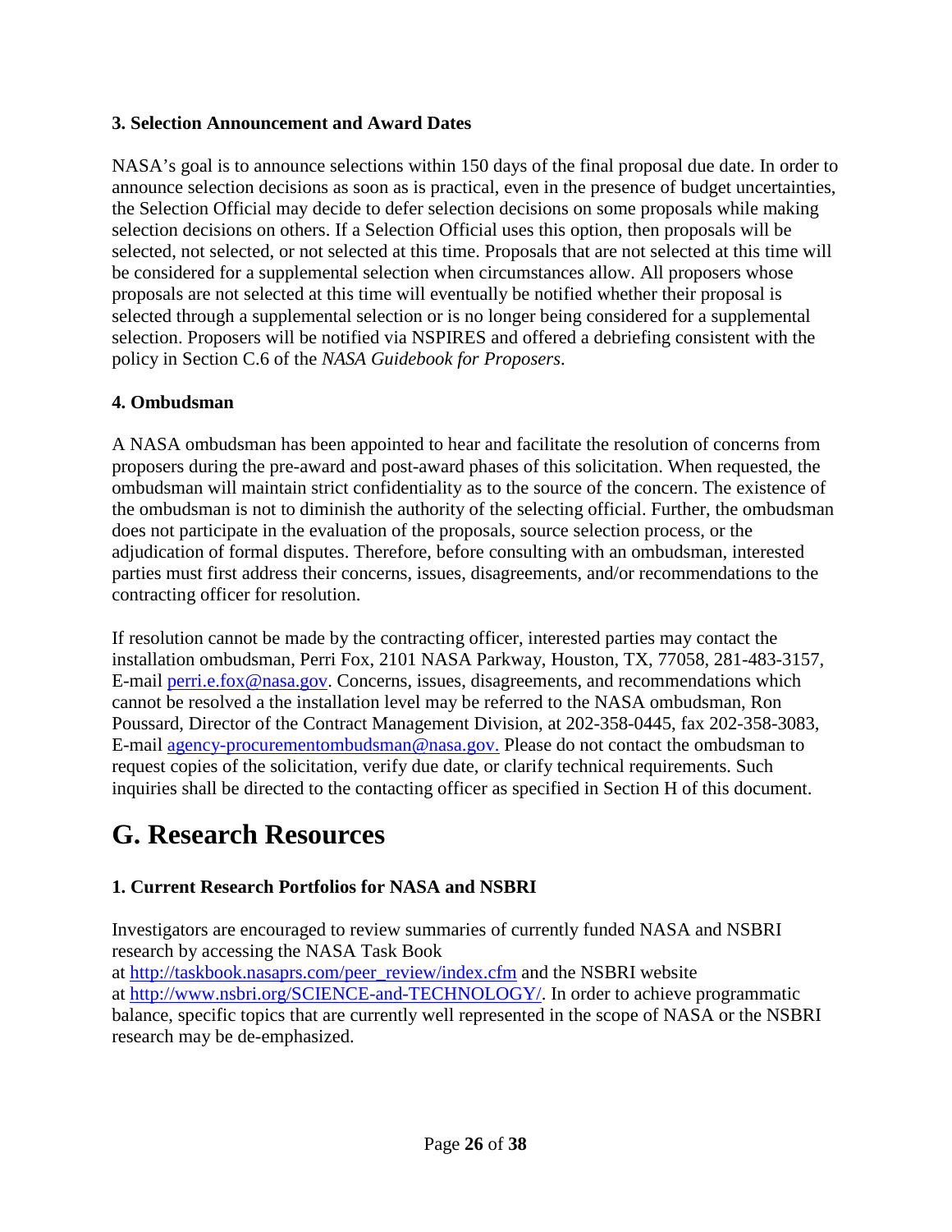### 3. Selection Announcement and Award Dates

NASA's goal is to announce selections within 150 days of the final proposal due date. In order to announce selection decisions as soon as is practical, even in the presence of budget uncertainties, the Selection Official may decide to defer selection decisions on some proposals while making selection decisions on others. If a Selection Official uses this option, then proposals will be selected, not selected, or not selected at this time. Proposals that are not selected at this time will be considered for a supplemental selection when circumstances allow. All proposers whose proposals are not selected at this time will eventually be notified whether their proposal is selected through a supplemental selection or is no longer being considered for a supplemental selection. Proposers will be notified via NSPIRES and offered a debriefing consistent with the policy in Section C.6 of the *NASA Guidebook for Proposers*.

### 4. Ombudsman

A NASA ombudsman has been appointed to hear and facilitate the resolution of concerns from proposers during the pre-award and post-award phases of this solicitation. When requested, the ombudsman will maintain strict confidentiality as to the source of the concern. The existence of the ombudsman is not to diminish the authority of the selecting official. Further, the ombudsman does not participate in the evaluation of the proposals, source selection process, or the adjudication of formal disputes. Therefore, before consulting with an ombudsman, interested parties must first address their concerns, issues, disagreements, and/or recommendations to the contracting officer for resolution.

If resolution cannot be made by the contracting officer, interested parties may contact the installation ombudsman, Perri Fox, 2101 NASA Parkway, Houston, TX, 77058, 281-483-3157, E-mail perri.e.fox@nasa.gov. Concerns, issues, disagreements, and recommendations which cannot be resolved a the installation level may be referred to the NASA ombudsman, Ron Poussard, Director of the Contract Management Division, at 202-358-0445, fax 202-358-3083, E-mail agency-procurementombudsman@nasa.gov. Please do not contact the ombudsman to request copies of the solicitation, verify due date, or clarify technical requirements. Such inquiries shall be directed to the contacting officer as specified in Section H of this document.

# G. Research Resources

### 1. Current Research Portfolios for NASA and NSBRI

Investigators are encouraged to review summaries of currently funded NASA and NSBRI research by accessing the NASA Task Book at http://taskbook.nasaprs.com/peer_review/index.cfm and the NSBRI website at http://www.nsbri.org/SCIENCE-and-TECHNOLOGY/. In order to achieve programmatic balance, specific topics that are currently well represented in the scope of NASA or the NSBRI research may be de-emphasized.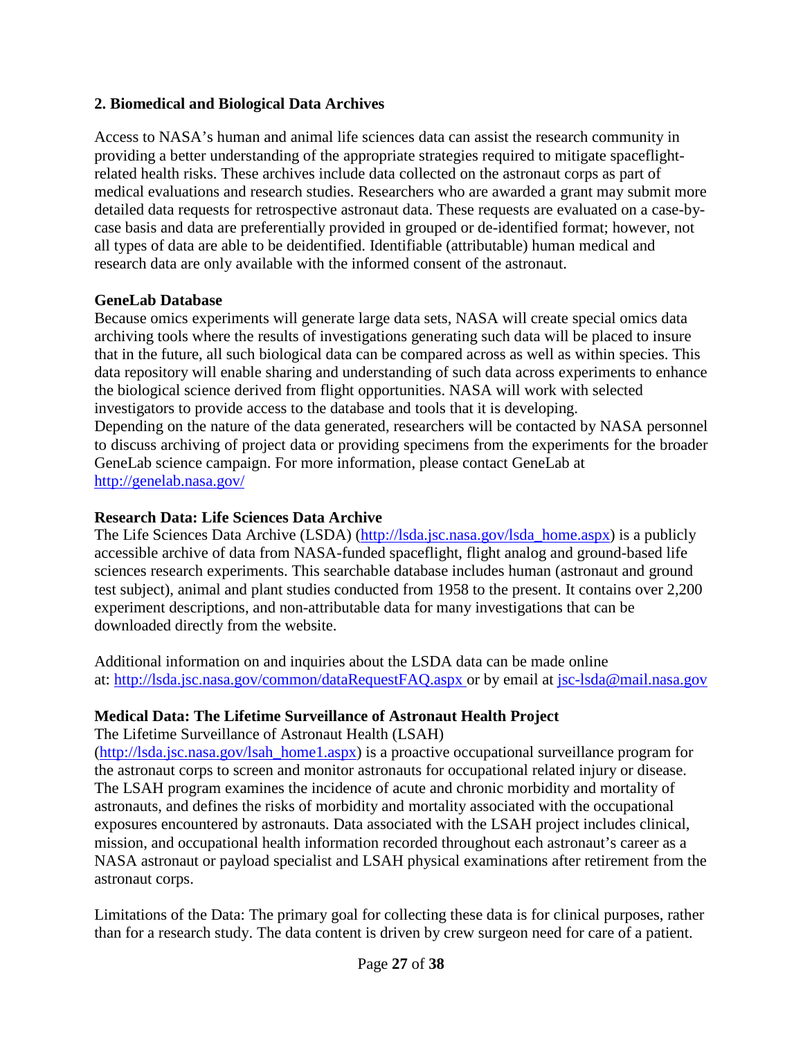## 2. Biomedical and Biological Data Archives

Access to NASA's human and animal life sciences data can assist the research community in providing a better understanding of the appropriate strategies required to mitigate spaceflight-related health risks. These archives include data collected on the astronaut corps as part of medical evaluations and research studies. Researchers who are awarded a grant may submit more detailed data requests for retrospective astronaut data. These requests are evaluated on a case-by-case basis and data are preferentially provided in grouped or de-identified format; however, not all types of data are able to be deidentified. Identifiable (attributable) human medical and research data are only available with the informed consent of the astronaut.

### GeneLab Database

Because omics experiments will generate large data sets, NASA will create special omics data archiving tools where the results of investigations generating such data will be placed to insure that in the future, all such biological data can be compared across as well as within species. This data repository will enable sharing and understanding of such data across experiments to enhance the biological science derived from flight opportunities. NASA will work with selected investigators to provide access to the database and tools that it is developing.
Depending on the nature of the data generated, researchers will be contacted by NASA personnel to discuss archiving of project data or providing specimens from the experiments for the broader GeneLab science campaign. For more information, please contact GeneLab at http://genelab.nasa.gov/

### Research Data: Life Sciences Data Archive

The Life Sciences Data Archive (LSDA) (http://lsda.jsc.nasa.gov/lsda_home.aspx) is a publicly accessible archive of data from NASA-funded spaceflight, flight analog and ground-based life sciences research experiments. This searchable database includes human (astronaut and ground test subject), animal and plant studies conducted from 1958 to the present. It contains over 2,200 experiment descriptions, and non-attributable data for many investigations that can be downloaded directly from the website.

Additional information on and inquiries about the LSDA data can be made online at: http://lsda.jsc.nasa.gov/common/dataRequestFAQ.aspx or by email at jsc-lsda@mail.nasa.gov

### Medical Data: The Lifetime Surveillance of Astronaut Health Project

The Lifetime Surveillance of Astronaut Health (LSAH) (http://lsda.jsc.nasa.gov/lsah_home1.aspx) is a proactive occupational surveillance program for the astronaut corps to screen and monitor astronauts for occupational related injury or disease. The LSAH program examines the incidence of acute and chronic morbidity and mortality of astronauts, and defines the risks of morbidity and mortality associated with the occupational exposures encountered by astronauts. Data associated with the LSAH project includes clinical, mission, and occupational health information recorded throughout each astronaut's career as a NASA astronaut or payload specialist and LSAH physical examinations after retirement from the astronaut corps.

Limitations of the Data: The primary goal for collecting these data is for clinical purposes, rather than for a research study. The data content is driven by crew surgeon need for care of a patient.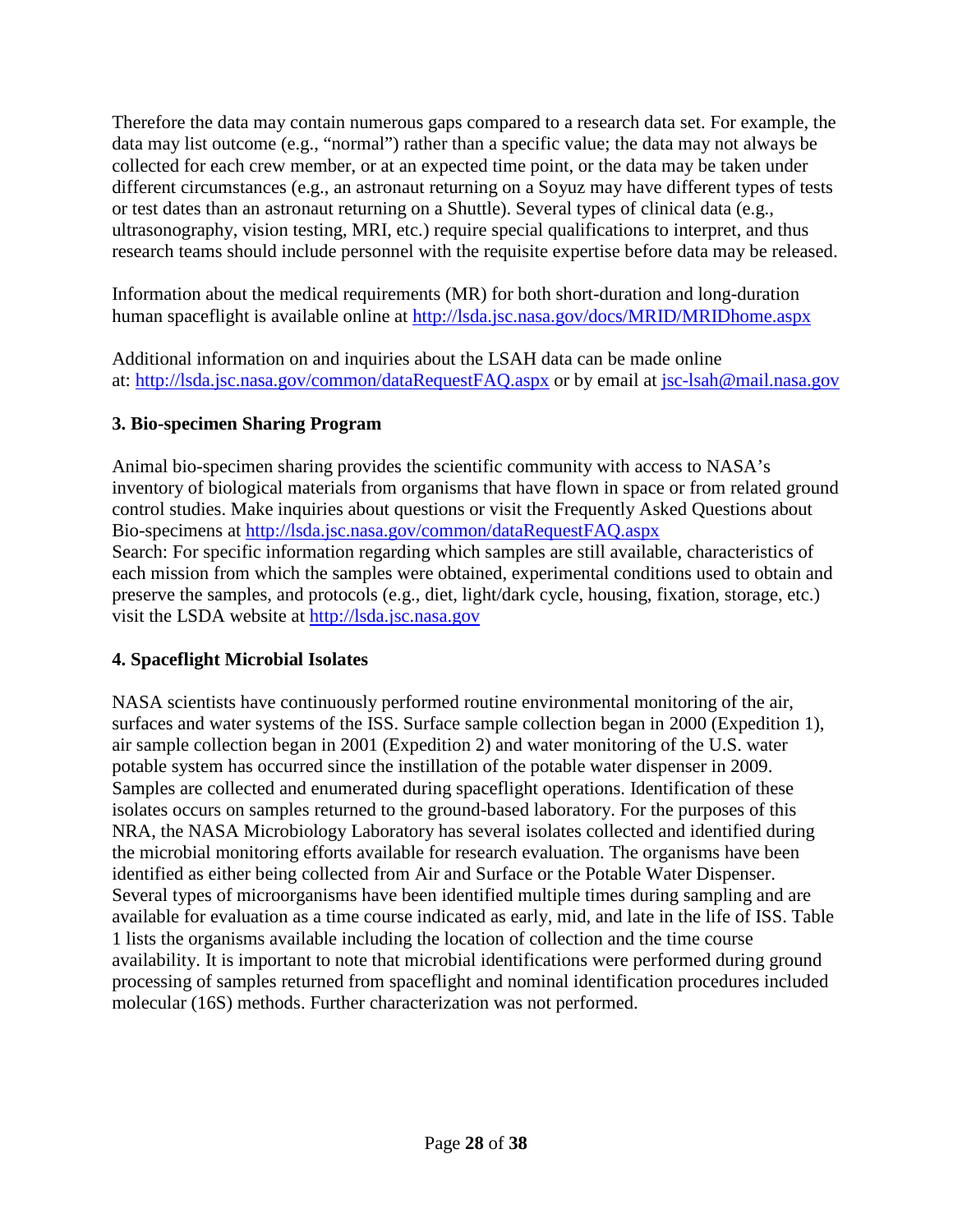Therefore the data may contain numerous gaps compared to a research data set. For example, the data may list outcome (e.g., "normal") rather than a specific value; the data may not always be collected for each crew member, or at an expected time point, or the data may be taken under different circumstances (e.g., an astronaut returning on a Soyuz may have different types of tests or test dates than an astronaut returning on a Shuttle). Several types of clinical data (e.g., ultrasonography, vision testing, MRI, etc.) require special qualifications to interpret, and thus research teams should include personnel with the requisite expertise before data may be released.

Information about the medical requirements (MR) for both short-duration and long-duration human spaceflight is available online at http://lsda.jsc.nasa.gov/docs/MRID/MRIDhome.aspx

Additional information on and inquiries about the LSAH data can be made online at: http://lsda.jsc.nasa.gov/common/dataRequestFAQ.aspx or by email at jsc-lsah@mail.nasa.gov

**3. Bio-specimen Sharing Program**

Animal bio-specimen sharing provides the scientific community with access to NASA's inventory of biological materials from organisms that have flown in space or from related ground control studies. Make inquiries about questions or visit the Frequently Asked Questions about Bio-specimens at http://lsda.jsc.nasa.gov/common/dataRequestFAQ.aspx
Search: For specific information regarding which samples are still available, characteristics of each mission from which the samples were obtained, experimental conditions used to obtain and preserve the samples, and protocols (e.g., diet, light/dark cycle, housing, fixation, storage, etc.) visit the LSDA website at http://lsda.jsc.nasa.gov

**4. Spaceflight Microbial Isolates**

NASA scientists have continuously performed routine environmental monitoring of the air, surfaces and water systems of the ISS. Surface sample collection began in 2000 (Expedition 1), air sample collection began in 2001 (Expedition 2) and water monitoring of the U.S. water potable system has occurred since the instillation of the potable water dispenser in 2009. Samples are collected and enumerated during spaceflight operations. Identification of these isolates occurs on samples returned to the ground-based laboratory. For the purposes of this NRA, the NASA Microbiology Laboratory has several isolates collected and identified during the microbial monitoring efforts available for research evaluation. The organisms have been identified as either being collected from Air and Surface or the Potable Water Dispenser. Several types of microorganisms have been identified multiple times during sampling and are available for evaluation as a time course indicated as early, mid, and late in the life of ISS. Table 1 lists the organisms available including the location of collection and the time course availability. It is important to note that microbial identifications were performed during ground processing of samples returned from spaceflight and nominal identification procedures included molecular (16S) methods. Further characterization was not performed.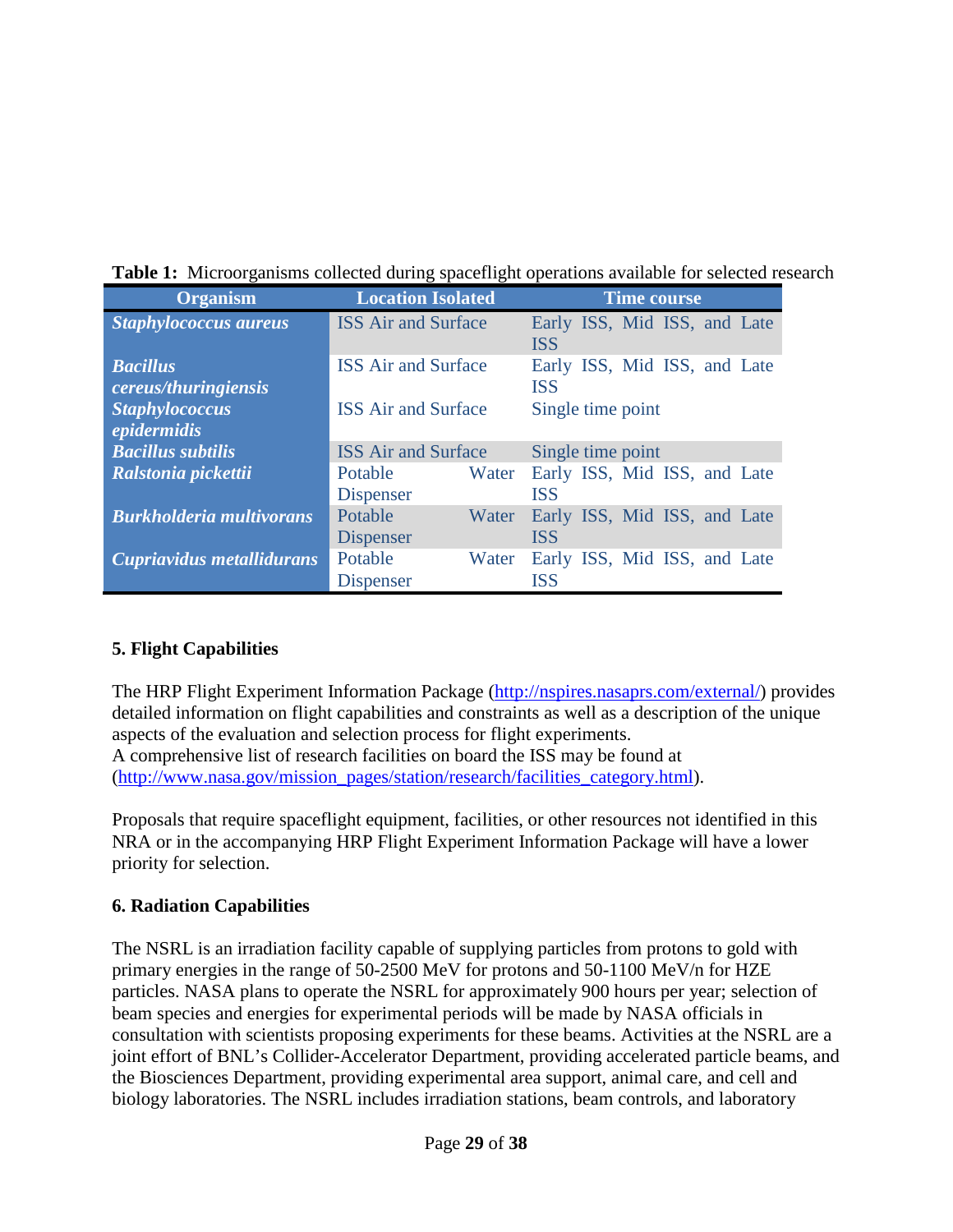**Table 1:** Microorganisms collected during spaceflight operations available for selected research

| Organism | Location Isolated | Time course |
|---|---|---|
| ***Staphylococcus aureus*** | ISS Air and Surface | Early ISS, Mid ISS, and Late ISS |
| ***Bacillus cereus/thuringiensis*** | ISS Air and Surface | Early ISS, Mid ISS, and Late ISS |
| ***Staphylococcus epidermidis*** | ISS Air and Surface | Single time point |
| ***Bacillus subtilis*** | ISS Air and Surface | Single time point |
| ***Ralstonia pickettii*** | Potable Water Dispenser | Early ISS, Mid ISS, and Late ISS |
| ***Burkholderia multivorans*** | Potable Water Dispenser | Early ISS, Mid ISS, and Late ISS |
| ***Cupriavidus metallidurans*** | Potable Water Dispenser | Early ISS, Mid ISS, and Late ISS |

## 5. Flight Capabilities

The HRP Flight Experiment Information Package (http://nspires.nasaprs.com/external/) provides detailed information on flight capabilities and constraints as well as a description of the unique aspects of the evaluation and selection process for flight experiments.
A comprehensive list of research facilities on board the ISS may be found at (http://www.nasa.gov/mission_pages/station/research/facilities_category.html).

Proposals that require spaceflight equipment, facilities, or other resources not identified in this NRA or in the accompanying HRP Flight Experiment Information Package will have a lower priority for selection.

## 6. Radiation Capabilities

The NSRL is an irradiation facility capable of supplying particles from protons to gold with primary energies in the range of 50-2500 MeV for protons and 50-1100 MeV/n for HZE particles. NASA plans to operate the NSRL for approximately 900 hours per year; selection of beam species and energies for experimental periods will be made by NASA officials in consultation with scientists proposing experiments for these beams. Activities at the NSRL are a joint effort of BNL's Collider-Accelerator Department, providing accelerated particle beams, and the Biosciences Department, providing experimental area support, animal care, and cell and biology laboratories. The NSRL includes irradiation stations, beam controls, and laboratory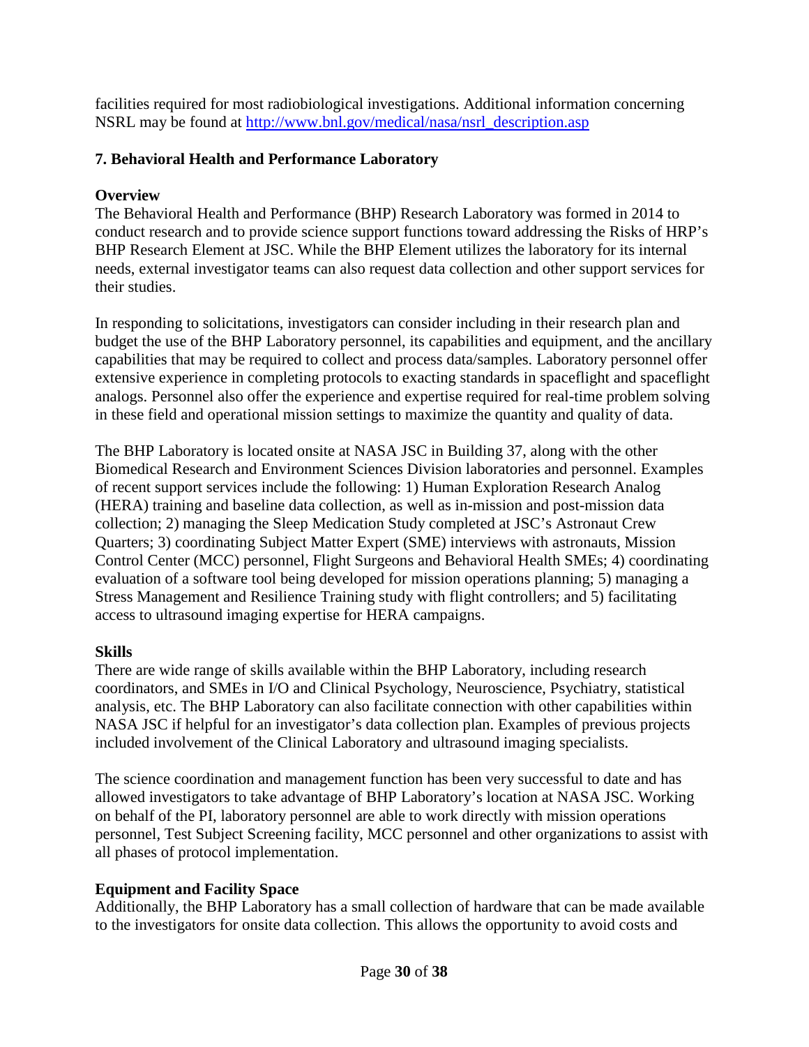facilities required for most radiobiological investigations. Additional information concerning NSRL may be found at [http://www.bnl.gov/medical/nasa/nsrl_description.asp](http://www.bnl.gov/medical/nasa/nsrl_description.asp)

## 7. Behavioral Health and Performance Laboratory

### Overview

The Behavioral Health and Performance (BHP) Research Laboratory was formed in 2014 to conduct research and to provide science support functions toward addressing the Risks of HRP's BHP Research Element at JSC. While the BHP Element utilizes the laboratory for its internal needs, external investigator teams can also request data collection and other support services for their studies.

In responding to solicitations, investigators can consider including in their research plan and budget the use of the BHP Laboratory personnel, its capabilities and equipment, and the ancillary capabilities that may be required to collect and process data/samples. Laboratory personnel offer extensive experience in completing protocols to exacting standards in spaceflight and spaceflight analogs. Personnel also offer the experience and expertise required for real-time problem solving in these field and operational mission settings to maximize the quantity and quality of data.

The BHP Laboratory is located onsite at NASA JSC in Building 37, along with the other Biomedical Research and Environment Sciences Division laboratories and personnel. Examples of recent support services include the following: 1) Human Exploration Research Analog (HERA) training and baseline data collection, as well as in-mission and post-mission data collection; 2) managing the Sleep Medication Study completed at JSC's Astronaut Crew Quarters; 3) coordinating Subject Matter Expert (SME) interviews with astronauts, Mission Control Center (MCC) personnel, Flight Surgeons and Behavioral Health SMEs; 4) coordinating evaluation of a software tool being developed for mission operations planning; 5) managing a Stress Management and Resilience Training study with flight controllers; and 5) facilitating access to ultrasound imaging expertise for HERA campaigns.

### Skills

There are wide range of skills available within the BHP Laboratory, including research coordinators, and SMEs in I/O and Clinical Psychology, Neuroscience, Psychiatry, statistical analysis, etc. The BHP Laboratory can also facilitate connection with other capabilities within NASA JSC if helpful for an investigator's data collection plan. Examples of previous projects included involvement of the Clinical Laboratory and ultrasound imaging specialists.

The science coordination and management function has been very successful to date and has allowed investigators to take advantage of BHP Laboratory's location at NASA JSC. Working on behalf of the PI, laboratory personnel are able to work directly with mission operations personnel, Test Subject Screening facility, MCC personnel and other organizations to assist with all phases of protocol implementation.

### Equipment and Facility Space

Additionally, the BHP Laboratory has a small collection of hardware that can be made available to the investigators for onsite data collection. This allows the opportunity to avoid costs and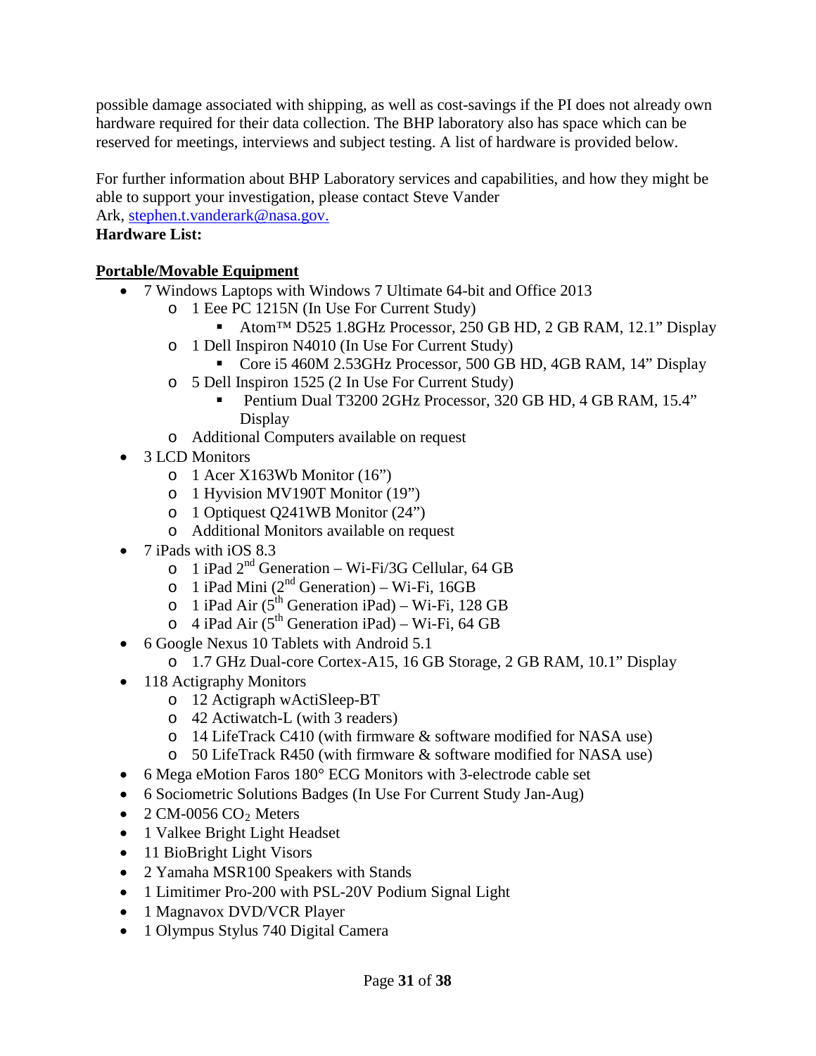possible damage associated with shipping, as well as cost-savings if the PI does not already own hardware required for their data collection. The BHP laboratory also has space which can be reserved for meetings, interviews and subject testing. A list of hardware is provided below.

For further information about BHP Laboratory services and capabilities, and how they might be able to support your investigation, please contact Steve Vander Ark, [stephen.t.vanderark@nasa.gov.](mailto:stephen.t.vanderark@nasa.gov)

**Hardware List:**

**Portable/Movable Equipment**

- 7 Windows Laptops with Windows 7 Ultimate 64-bit and Office 2013
  - 1 Eee PC 1215N (In Use For Current Study)
    - Atom™ D525 1.8GHz Processor, 250 GB HD, 2 GB RAM, 12.1" Display
  - 1 Dell Inspiron N4010 (In Use For Current Study)
    - Core i5 460M 2.53GHz Processor, 500 GB HD, 4GB RAM, 14" Display
  - 5 Dell Inspiron 1525 (2 In Use For Current Study)
    - Pentium Dual T3200 2GHz Processor, 320 GB HD, 4 GB RAM, 15.4" Display
  - Additional Computers available on request
- 3 LCD Monitors
  - 1 Acer X163Wb Monitor (16")
  - 1 Hyvision MV190T Monitor (19")
  - 1 Optiquest Q241WB Monitor (24")
  - Additional Monitors available on request
- 7 iPads with iOS 8.3
  - 1 iPad 2nd Generation – Wi-Fi/3G Cellular, 64 GB
  - 1 iPad Mini (2nd Generation) – Wi-Fi, 16GB
  - 1 iPad Air (5th Generation iPad) – Wi-Fi, 128 GB
  - 4 iPad Air (5th Generation iPad) – Wi-Fi, 64 GB
- 6 Google Nexus 10 Tablets with Android 5.1
  - 1.7 GHz Dual-core Cortex-A15, 16 GB Storage, 2 GB RAM, 10.1" Display
- 118 Actigraphy Monitors
  - 12 Actigraph wActiSleep-BT
  - 42 Actiwatch-L (with 3 readers)
  - 14 LifeTrack C410 (with firmware & software modified for NASA use)
  - 50 LifeTrack R450 (with firmware & software modified for NASA use)
- 6 Mega eMotion Faros 180° ECG Monitors with 3-electrode cable set
- 6 Sociometric Solutions Badges (In Use For Current Study Jan-Aug)
- 2 CM-0056 $CO_2$ Meters
- 1 Valkee Bright Light Headset
- 11 BioBright Light Visors
- 2 Yamaha MSR100 Speakers with Stands
- 1 Limitimer Pro-200 with PSL-20V Podium Signal Light
- 1 Magnavox DVD/VCR Player
- 1 Olympus Stylus 740 Digital Camera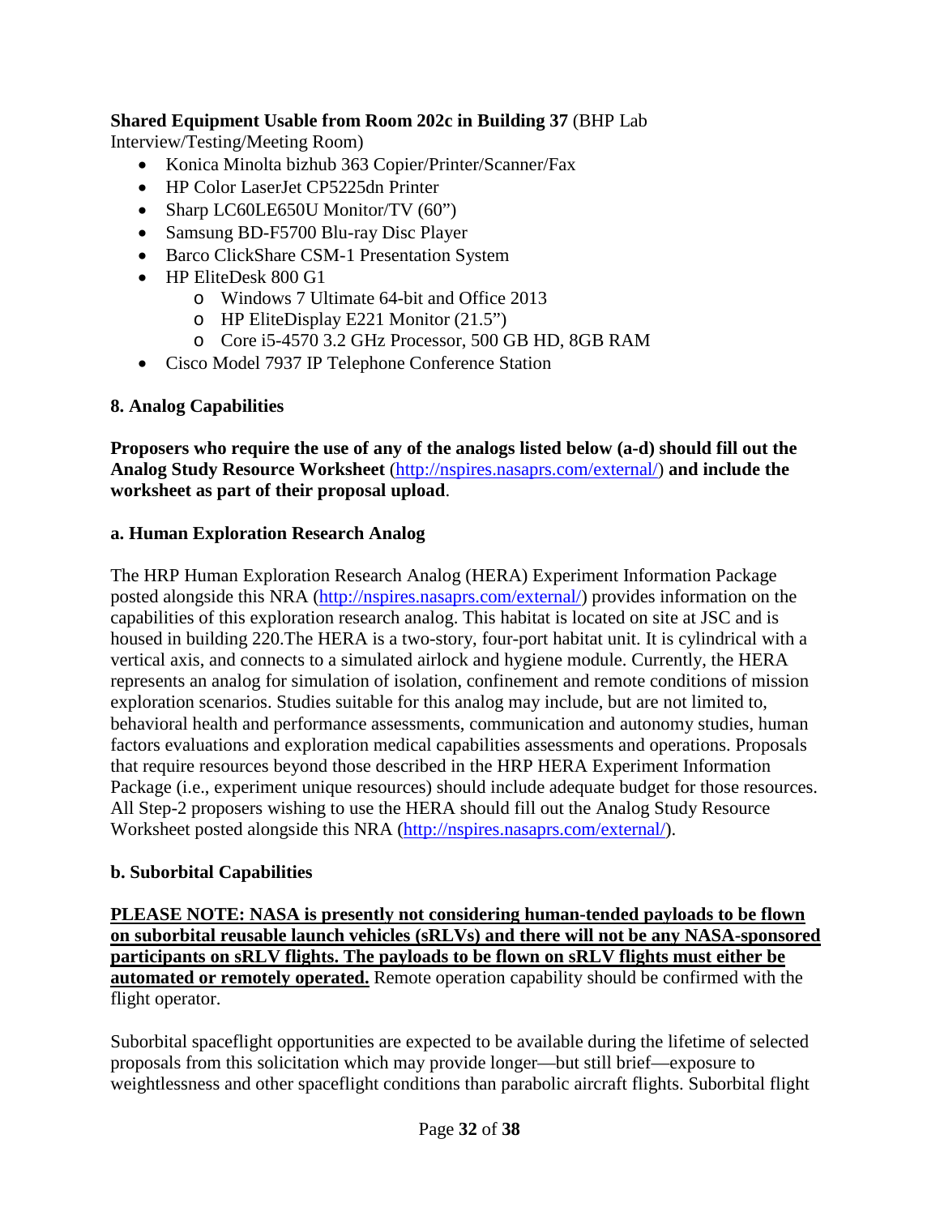**Shared Equipment Usable from Room 202c in Building 37** (BHP Lab Interview/Testing/Meeting Room)

- Konica Minolta bizhub 363 Copier/Printer/Scanner/Fax
- HP Color LaserJet CP5225dn Printer
- Sharp LC60LE650U Monitor/TV (60")
- Samsung BD-F5700 Blu-ray Disc Player
- Barco ClickShare CSM-1 Presentation System
- HP EliteDesk 800 G1
  - Windows 7 Ultimate 64-bit and Office 2013
  - HP EliteDisplay E221 Monitor (21.5")
  - Core i5-4570 3.2 GHz Processor, 500 GB HD, 8GB RAM
- Cisco Model 7937 IP Telephone Conference Station

## 8. Analog Capabilities

**Proposers who require the use of any of the analogs listed below (a-d) should fill out the Analog Study Resource Worksheet** (http://nspires.nasaprs.com/external/) **and include the worksheet as part of their proposal upload**.

### a. Human Exploration Research Analog

The HRP Human Exploration Research Analog (HERA) Experiment Information Package posted alongside this NRA (http://nspires.nasaprs.com/external/) provides information on the capabilities of this exploration research analog. This habitat is located on site at JSC and is housed in building 220.The HERA is a two-story, four-port habitat unit. It is cylindrical with a vertical axis, and connects to a simulated airlock and hygiene module. Currently, the HERA represents an analog for simulation of isolation, confinement and remote conditions of mission exploration scenarios. Studies suitable for this analog may include, but are not limited to, behavioral health and performance assessments, communication and autonomy studies, human factors evaluations and exploration medical capabilities assessments and operations. Proposals that require resources beyond those described in the HRP HERA Experiment Information Package (i.e., experiment unique resources) should include adequate budget for those resources. All Step-2 proposers wishing to use the HERA should fill out the Analog Study Resource Worksheet posted alongside this NRA (http://nspires.nasaprs.com/external/).

### b. Suborbital Capabilities

**PLEASE NOTE: NASA is presently not considering human-tended payloads to be flown on suborbital reusable launch vehicles (sRLVs) and there will not be any NASA-sponsored participants on sRLV flights. The payloads to be flown on sRLV flights must either be automated or remotely operated.** Remote operation capability should be confirmed with the flight operator.

Suborbital spaceflight opportunities are expected to be available during the lifetime of selected proposals from this solicitation which may provide longer—but still brief—exposure to weightlessness and other spaceflight conditions than parabolic aircraft flights. Suborbital flight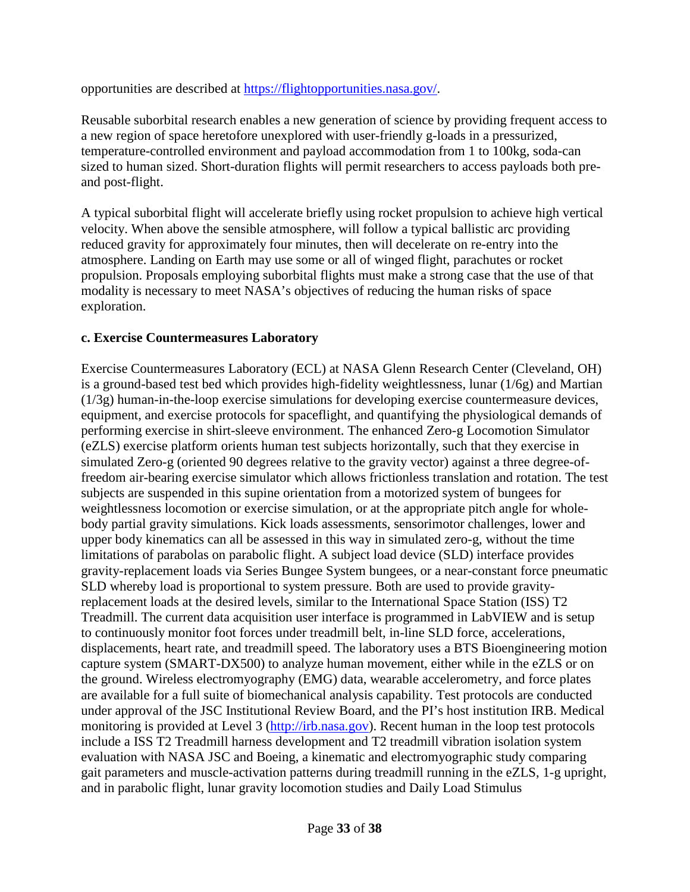opportunities are described at https://flightopportunities.nasa.gov/.

Reusable suborbital research enables a new generation of science by providing frequent access to a new region of space heretofore unexplored with user-friendly g-loads in a pressurized, temperature-controlled environment and payload accommodation from 1 to 100kg, soda-can sized to human sized. Short-duration flights will permit researchers to access payloads both pre- and post-flight.

A typical suborbital flight will accelerate briefly using rocket propulsion to achieve high vertical velocity. When above the sensible atmosphere, will follow a typical ballistic arc providing reduced gravity for approximately four minutes, then will decelerate on re-entry into the atmosphere. Landing on Earth may use some or all of winged flight, parachutes or rocket propulsion. Proposals employing suborbital flights must make a strong case that the use of that modality is necessary to meet NASA's objectives of reducing the human risks of space exploration.

**c. Exercise Countermeasures Laboratory**

Exercise Countermeasures Laboratory (ECL) at NASA Glenn Research Center (Cleveland, OH) is a ground-based test bed which provides high-fidelity weightlessness, lunar (1/6g) and Martian (1/3g) human-in-the-loop exercise simulations for developing exercise countermeasure devices, equipment, and exercise protocols for spaceflight, and quantifying the physiological demands of performing exercise in shirt-sleeve environment. The enhanced Zero-g Locomotion Simulator (eZLS) exercise platform orients human test subjects horizontally, such that they exercise in simulated Zero-g (oriented 90 degrees relative to the gravity vector) against a three degree-of-freedom air-bearing exercise simulator which allows frictionless translation and rotation. The test subjects are suspended in this supine orientation from a motorized system of bungees for weightlessness locomotion or exercise simulation, or at the appropriate pitch angle for whole-body partial gravity simulations. Kick loads assessments, sensorimotor challenges, lower and upper body kinematics can all be assessed in this way in simulated zero-g, without the time limitations of parabolas on parabolic flight. A subject load device (SLD) interface provides gravity-replacement loads via Series Bungee System bungees, or a near-constant force pneumatic SLD whereby load is proportional to system pressure. Both are used to provide gravity-replacement loads at the desired levels, similar to the International Space Station (ISS) T2 Treadmill. The current data acquisition user interface is programmed in LabVIEW and is setup to continuously monitor foot forces under treadmill belt, in-line SLD force, accelerations, displacements, heart rate, and treadmill speed. The laboratory uses a BTS Bioengineering motion capture system (SMART-DX500) to analyze human movement, either while in the eZLS or on the ground. Wireless electromyography (EMG) data, wearable accelerometry, and force plates are available for a full suite of biomechanical analysis capability. Test protocols are conducted under approval of the JSC Institutional Review Board, and the PI's host institution IRB. Medical monitoring is provided at Level 3 (http://irb.nasa.gov). Recent human in the loop test protocols include a ISS T2 Treadmill harness development and T2 treadmill vibration isolation system evaluation with NASA JSC and Boeing, a kinematic and electromyographic study comparing gait parameters and muscle-activation patterns during treadmill running in the eZLS, 1-g upright, and in parabolic flight, lunar gravity locomotion studies and Daily Load Stimulus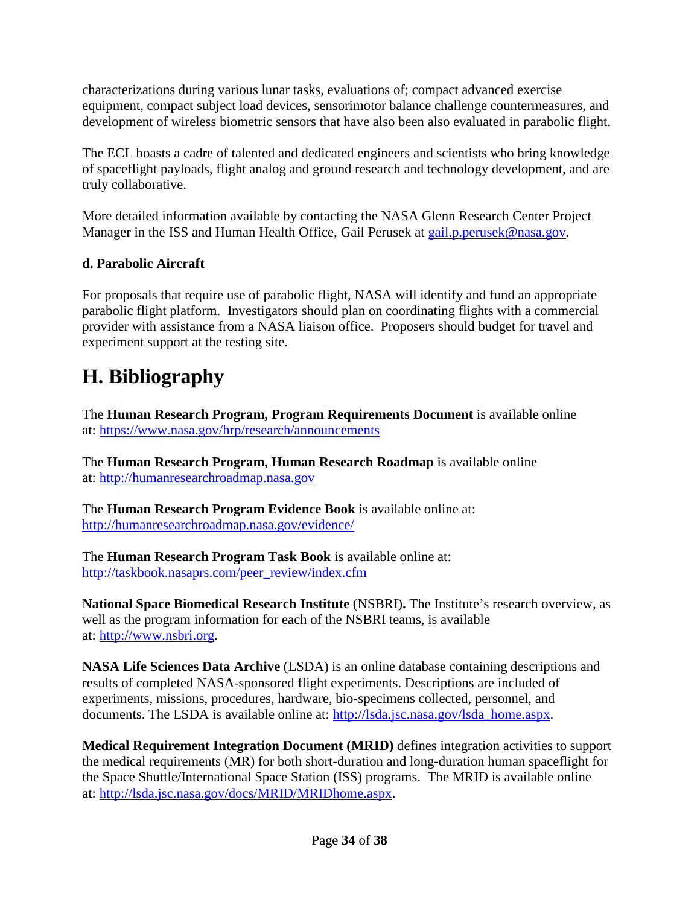characterizations during various lunar tasks, evaluations of; compact advanced exercise equipment, compact subject load devices, sensorimotor balance challenge countermeasures, and development of wireless biometric sensors that have also been also evaluated in parabolic flight.

The ECL boasts a cadre of talented and dedicated engineers and scientists who bring knowledge of spaceflight payloads, flight analog and ground research and technology development, and are truly collaborative.

More detailed information available by contacting the NASA Glenn Research Center Project Manager in the ISS and Human Health Office, Gail Perusek at gail.p.perusek@nasa.gov.

**d. Parabolic Aircraft**

For proposals that require use of parabolic flight, NASA will identify and fund an appropriate parabolic flight platform. Investigators should plan on coordinating flights with a commercial provider with assistance from a NASA liaison office. Proposers should budget for travel and experiment support at the testing site.

# H. Bibliography

The **Human Research Program, Program Requirements Document** is available online at: https://www.nasa.gov/hrp/research/announcements

The **Human Research Program, Human Research Roadmap** is available online at: http://humanresearchroadmap.nasa.gov

The **Human Research Program Evidence Book** is available online at: http://humanresearchroadmap.nasa.gov/evidence/

The **Human Research Program Task Book** is available online at: http://taskbook.nasaprs.com/peer_review/index.cfm

**National Space Biomedical Research Institute** (NSBRI)**.** The Institute's research overview, as well as the program information for each of the NSBRI teams, is available at: http://www.nsbri.org.

**NASA Life Sciences Data Archive** (LSDA) is an online database containing descriptions and results of completed NASA-sponsored flight experiments. Descriptions are included of experiments, missions, procedures, hardware, bio-specimens collected, personnel, and documents. The LSDA is available online at: http://lsda.jsc.nasa.gov/lsda_home.aspx.

**Medical Requirement Integration Document (MRID)** defines integration activities to support the medical requirements (MR) for both short-duration and long-duration human spaceflight for the Space Shuttle/International Space Station (ISS) programs. The MRID is available online at: http://lsda.jsc.nasa.gov/docs/MRID/MRIDhome.aspx.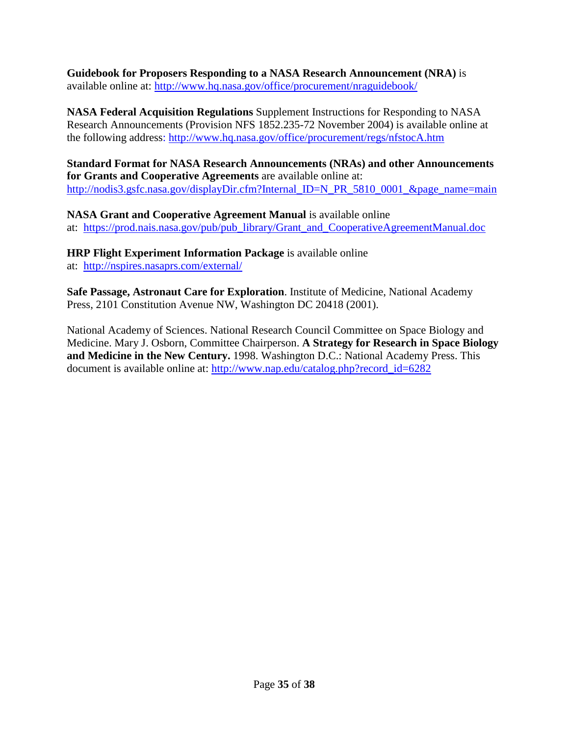**Guidebook for Proposers Responding to a NASA Research Announcement (NRA)** is available online at: http://www.hq.nasa.gov/office/procurement/nraguidebook/

**NASA Federal Acquisition Regulations** Supplement Instructions for Responding to NASA Research Announcements (Provision NFS 1852.235-72 November 2004) is available online at the following address: http://www.hq.nasa.gov/office/procurement/regs/nfstocA.htm

**Standard Format for NASA Research Announcements (NRAs) and other Announcements for Grants and Cooperative Agreements** are available online at: http://nodis3.gsfc.nasa.gov/displayDir.cfm?Internal_ID=N_PR_5810_0001_&page_name=main

**NASA Grant and Cooperative Agreement Manual** is available online at: https://prod.nais.nasa.gov/pub/pub_library/Grant_and_CooperativeAgreementManual.doc

**HRP Flight Experiment Information Package** is available online at: http://nspires.nasaprs.com/external/

**Safe Passage, Astronaut Care for Exploration**. Institute of Medicine, National Academy Press, 2101 Constitution Avenue NW, Washington DC 20418 (2001).

National Academy of Sciences. National Research Council Committee on Space Biology and Medicine. Mary J. Osborn, Committee Chairperson. **A Strategy for Research in Space Biology and Medicine in the New Century.** 1998. Washington D.C.: National Academy Press. This document is available online at: http://www.nap.edu/catalog.php?record_id=6282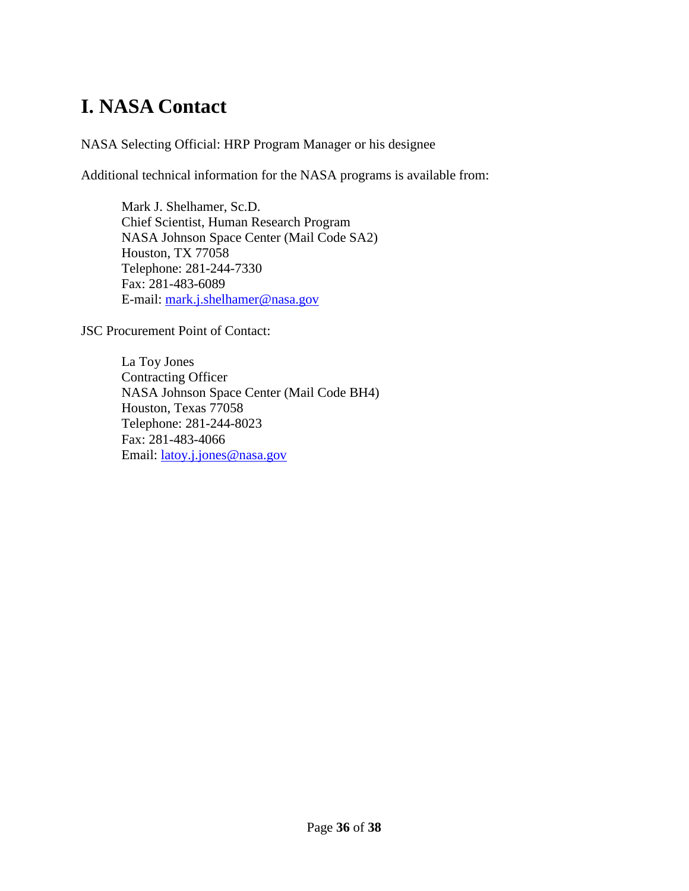# I. NASA Contact

NASA Selecting Official: HRP Program Manager or his designee

Additional technical information for the NASA programs is available from:

Mark J. Shelhamer, Sc.D.
Chief Scientist, Human Research Program
NASA Johnson Space Center (Mail Code SA2)
Houston, TX 77058
Telephone: 281-244-7330
Fax: 281-483-6089
E-mail: mark.j.shelhamer@nasa.gov

JSC Procurement Point of Contact:

La Toy Jones
Contracting Officer
NASA Johnson Space Center (Mail Code BH4)
Houston, Texas 77058
Telephone: 281-244-8023
Fax: 281-483-4066
Email: latoy.j.jones@nasa.gov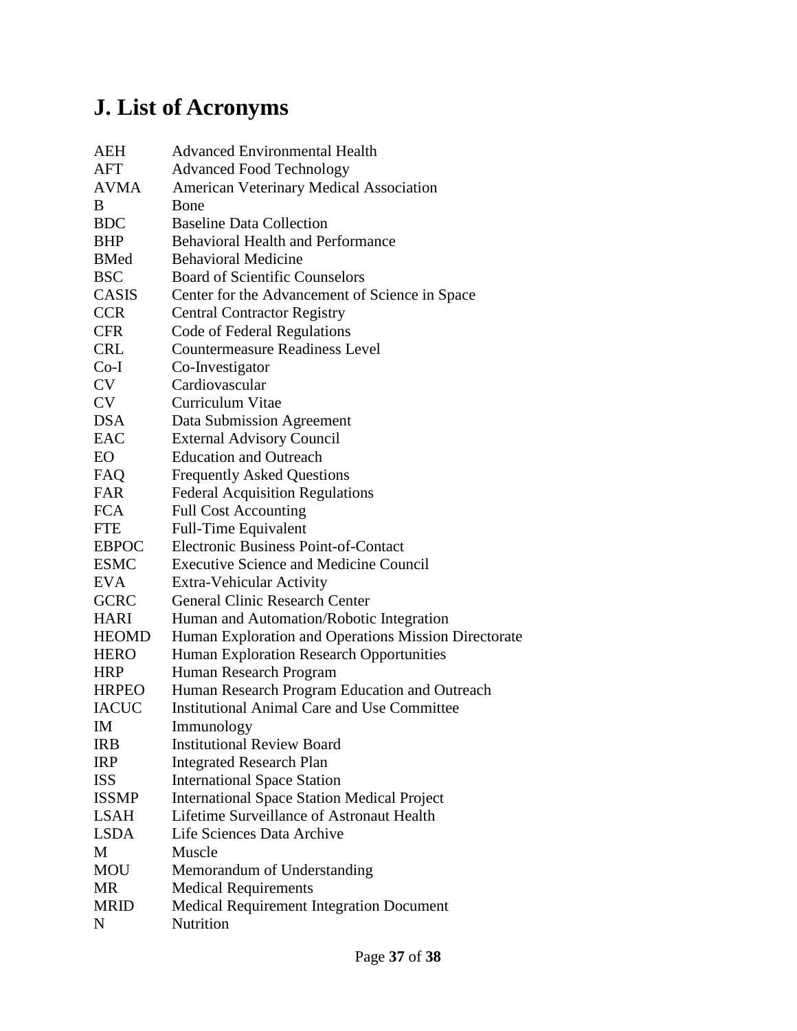# J. List of Acronyms

| | |
|---|---|
| AEH | Advanced Environmental Health |
| AFT | Advanced Food Technology |
| AVMA | American Veterinary Medical Association |
| B | Bone |
| BDC | Baseline Data Collection |
| BHP | Behavioral Health and Performance |
| BMed | Behavioral Medicine |
| BSC | Board of Scientific Counselors |
| CASIS | Center for the Advancement of Science in Space |
| CCR | Central Contractor Registry |
| CFR | Code of Federal Regulations |
| CRL | Countermeasure Readiness Level |
| Co-I | Co-Investigator |
| CV | Cardiovascular |
| CV | Curriculum Vitae |
| DSA | Data Submission Agreement |
| EAC | External Advisory Council |
| EO | Education and Outreach |
| FAQ | Frequently Asked Questions |
| FAR | Federal Acquisition Regulations |
| FCA | Full Cost Accounting |
| FTE | Full-Time Equivalent |
| EBPOC | Electronic Business Point-of-Contact |
| ESMC | Executive Science and Medicine Council |
| EVA | Extra-Vehicular Activity |
| GCRC | General Clinic Research Center |
| HARI | Human and Automation/Robotic Integration |
| HEOMD | Human Exploration and Operations Mission Directorate |
| HERO | Human Exploration Research Opportunities |
| HRP | Human Research Program |
| HRPEO | Human Research Program Education and Outreach |
| IACUC | Institutional Animal Care and Use Committee |
| IM | Immunology |
| IRB | Institutional Review Board |
| IRP | Integrated Research Plan |
| ISS | International Space Station |
| ISSMP | International Space Station Medical Project |
| LSAH | Lifetime Surveillance of Astronaut Health |
| LSDA | Life Sciences Data Archive |
| M | Muscle |
| MOU | Memorandum of Understanding |
| MR | Medical Requirements |
| MRID | Medical Requirement Integration Document |
| N | Nutrition |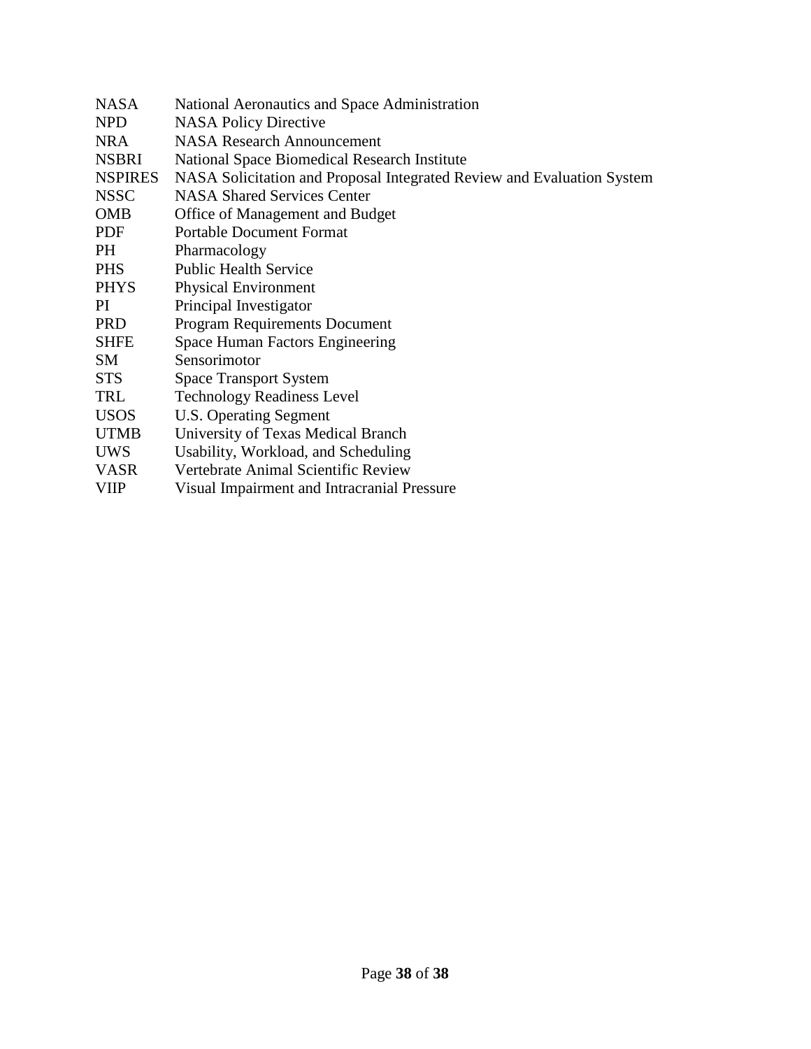| | |
|---|---|
| NASA | National Aeronautics and Space Administration |
| NPD | NASA Policy Directive |
| NRA | NASA Research Announcement |
| NSBRI | National Space Biomedical Research Institute |
| NSPIRES | NASA Solicitation and Proposal Integrated Review and Evaluation System |
| NSSC | NASA Shared Services Center |
| OMB | Office of Management and Budget |
| PDF | Portable Document Format |
| PH | Pharmacology |
| PHS | Public Health Service |
| PHYS | Physical Environment |
| PI | Principal Investigator |
| PRD | Program Requirements Document |
| SHFE | Space Human Factors Engineering |
| SM | Sensorimotor |
| STS | Space Transport System |
| TRL | Technology Readiness Level |
| USOS | U.S. Operating Segment |
| UTMB | University of Texas Medical Branch |
| UWS | Usability, Workload, and Scheduling |
| VASR | Vertebrate Animal Scientific Review |
| VIIP | Visual Impairment and Intracranial Pressure |